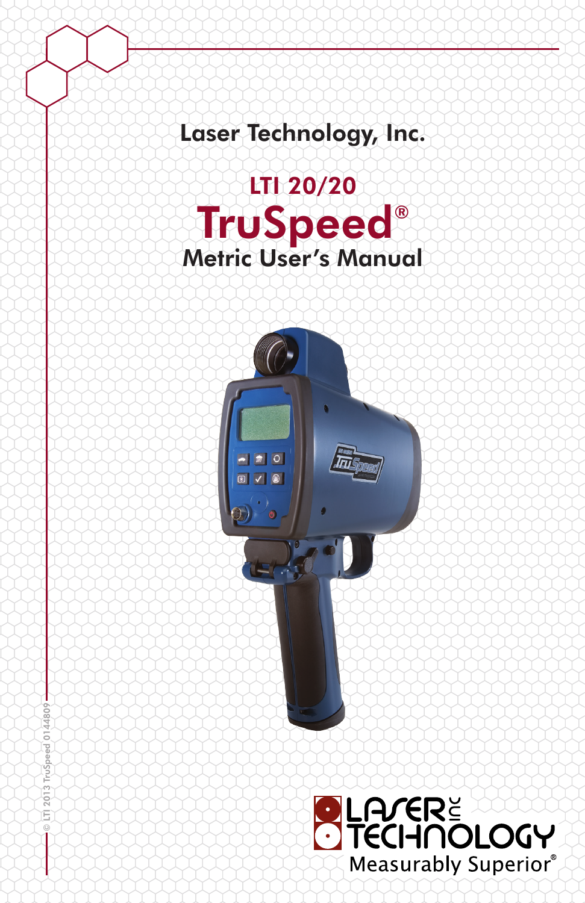Laser Technology, Inc.

# LTI 20/20

# TruSpeed®

## Metric User's Manual

© LTI 2013 TruSpeed 0144809

LASER TECHNOLOGY INC

Measurably Superior®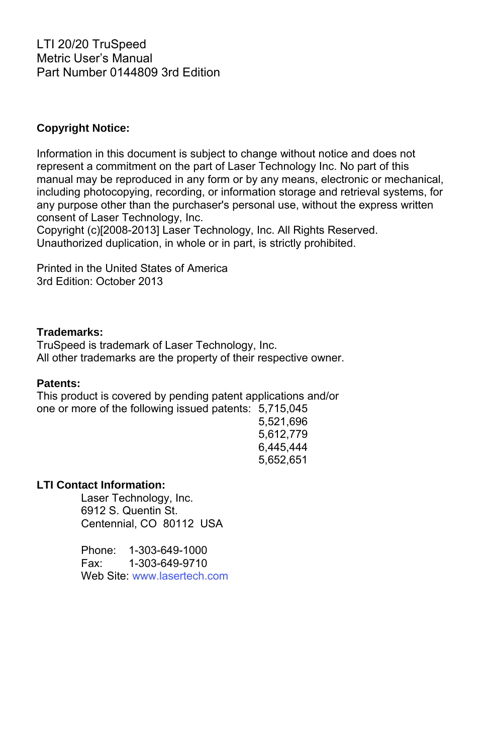LTI 20/20 TruSpeed
Metric User's Manual
Part Number 0144809 3rd Edition

**Copyright Notice:**

Information in this document is subject to change without notice and does not represent a commitment on the part of Laser Technology Inc. No part of this manual may be reproduced in any form or by any means, electronic or mechanical, including photocopying, recording, or information storage and retrieval systems, for any purpose other than the purchaser's personal use, without the express written consent of Laser Technology, Inc.
Copyright (c)[2008-2013] Laser Technology, Inc. All Rights Reserved.
Unauthorized duplication, in whole or in part, is strictly prohibited.

Printed in the United States of America
3rd Edition: October 2013

**Trademarks:**
TruSpeed is trademark of Laser Technology, Inc.
All other trademarks are the property of their respective owner.

**Patents:**
This product is covered by pending patent applications and/or one or more of the following issued patents:
5,715,045
5,521,696
5,612,779
6,445,444
5,652,651

**LTI Contact Information:**

Laser Technology, Inc.
6912 S. Quentin St.
Centennial, CO 80112 USA

Phone: 1-303-649-1000
Fax: 1-303-649-9710
Web Site: www.lasertech.com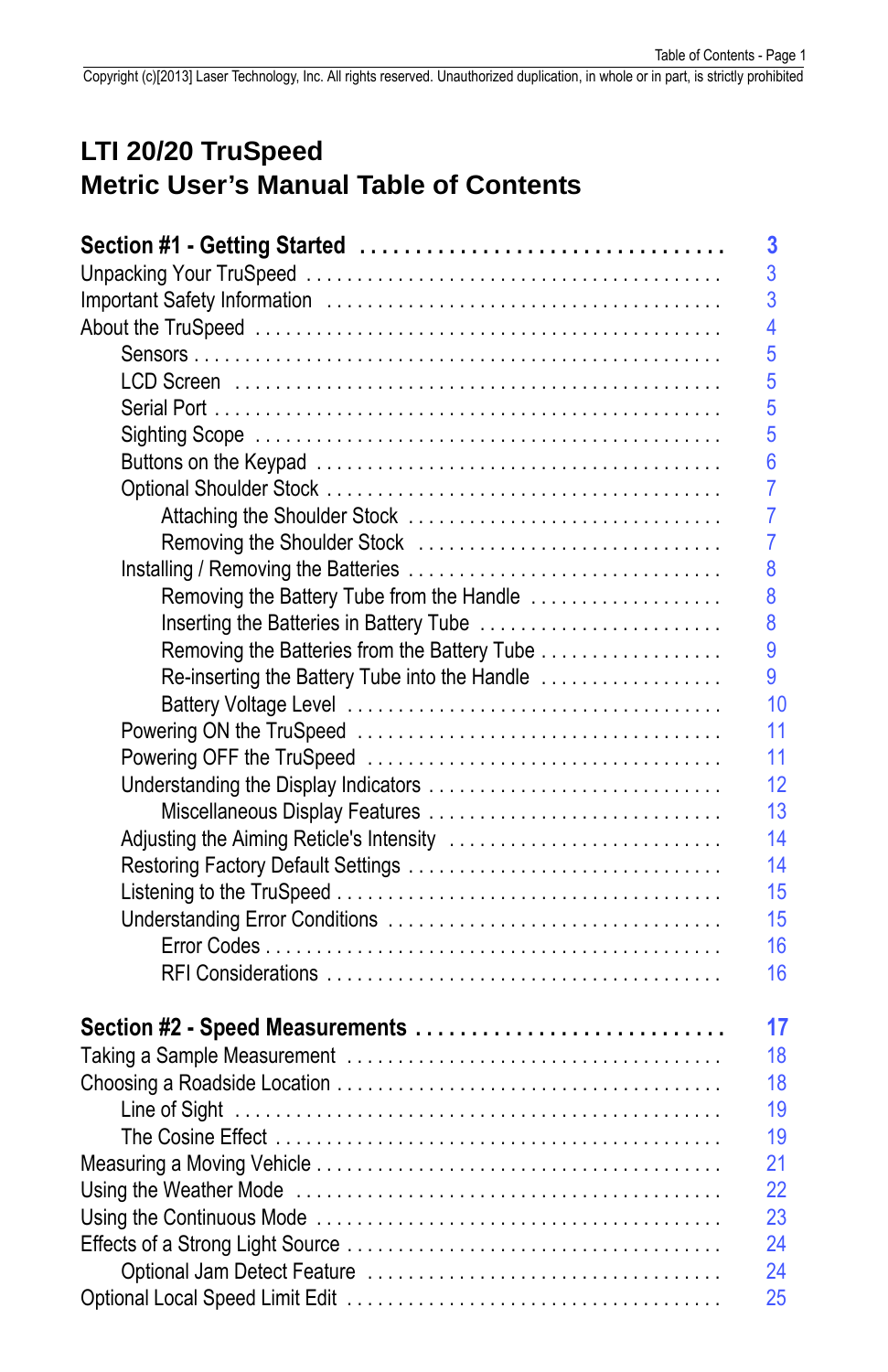# LTI 20/20 TruSpeed
# Metric User's Manual Table of Contents

**Section #1 - Getting Started** . . . . . . . . . . . . . . . . . . . . . . . . . . . . . . . . **3**

Unpacking Your TruSpeed . . . . . . . . . . . . . . . . . . . . . . . . . . . . . . . . . . . . . . . 3
Important Safety Information . . . . . . . . . . . . . . . . . . . . . . . . . . . . . . . . . . . . 3
About the TruSpeed . . . . . . . . . . . . . . . . . . . . . . . . . . . . . . . . . . . . . . . . . . . 4
- Sensors . . . . . . . . . . . . . . . . . . . . . . . . . . . . . . . . . . . . . . . . . . . . . . . . . . 5
- LCD Screen . . . . . . . . . . . . . . . . . . . . . . . . . . . . . . . . . . . . . . . . . . . . . . . 5
- Serial Port . . . . . . . . . . . . . . . . . . . . . . . . . . . . . . . . . . . . . . . . . . . . . . . . 5
- Sighting Scope . . . . . . . . . . . . . . . . . . . . . . . . . . . . . . . . . . . . . . . . . . . . . 5
- Buttons on the Keypad . . . . . . . . . . . . . . . . . . . . . . . . . . . . . . . . . . . . . . . 6
- Optional Shoulder Stock . . . . . . . . . . . . . . . . . . . . . . . . . . . . . . . . . . . . . . 7
  - Attaching the Shoulder Stock . . . . . . . . . . . . . . . . . . . . . . . . . . . . . . . 7
  - Removing the Shoulder Stock . . . . . . . . . . . . . . . . . . . . . . . . . . . . . . 7
- Installing / Removing the Batteries . . . . . . . . . . . . . . . . . . . . . . . . . . . . . . 8
  - Removing the Battery Tube from the Handle . . . . . . . . . . . . . . . . . . . 8
  - Inserting the Batteries in Battery Tube . . . . . . . . . . . . . . . . . . . . . . . . 8
  - Removing the Batteries from the Battery Tube . . . . . . . . . . . . . . . . . . 9
  - Re-inserting the Battery Tube into the Handle . . . . . . . . . . . . . . . . . . 9
  - Battery Voltage Level . . . . . . . . . . . . . . . . . . . . . . . . . . . . . . . . . . . . 10
- Powering ON the TruSpeed . . . . . . . . . . . . . . . . . . . . . . . . . . . . . . . . . . 11
- Powering OFF the TruSpeed . . . . . . . . . . . . . . . . . . . . . . . . . . . . . . . . . 11
- Understanding the Display Indicators . . . . . . . . . . . . . . . . . . . . . . . . . . . 12
  - Miscellaneous Display Features . . . . . . . . . . . . . . . . . . . . . . . . . . . 13
- Adjusting the Aiming Reticle's Intensity . . . . . . . . . . . . . . . . . . . . . . . . . 14
- Restoring Factory Default Settings . . . . . . . . . . . . . . . . . . . . . . . . . . . . . 14
- Listening to the TruSpeed . . . . . . . . . . . . . . . . . . . . . . . . . . . . . . . . . . . 15
- Understanding Error Conditions . . . . . . . . . . . . . . . . . . . . . . . . . . . . . . . 15
  - Error Codes . . . . . . . . . . . . . . . . . . . . . . . . . . . . . . . . . . . . . . . . . . . 16
  - RFI Considerations . . . . . . . . . . . . . . . . . . . . . . . . . . . . . . . . . . . . . 16

**Section #2 - Speed Measurements** . . . . . . . . . . . . . . . . . . . . . . . . . . . **17**

Taking a Sample Measurement . . . . . . . . . . . . . . . . . . . . . . . . . . . . . . . . . . 18
Choosing a Roadside Location . . . . . . . . . . . . . . . . . . . . . . . . . . . . . . . . . . 18
- Line of Sight . . . . . . . . . . . . . . . . . . . . . . . . . . . . . . . . . . . . . . . . . . . . . . 19
- The Cosine Effect . . . . . . . . . . . . . . . . . . . . . . . . . . . . . . . . . . . . . . . . . . 19

Measuring a Moving Vehicle . . . . . . . . . . . . . . . . . . . . . . . . . . . . . . . . . . . . 21
Using the Weather Mode . . . . . . . . . . . . . . . . . . . . . . . . . . . . . . . . . . . . . . 22
Using the Continuous Mode . . . . . . . . . . . . . . . . . . . . . . . . . . . . . . . . . . . . 23
Effects of a Strong Light Source . . . . . . . . . . . . . . . . . . . . . . . . . . . . . . . . . 24
- Optional Jam Detect Feature . . . . . . . . . . . . . . . . . . . . . . . . . . . . . . . . . . 24

Optional Local Speed Limit Edit . . . . . . . . . . . . . . . . . . . . . . . . . . . . . . . . . 25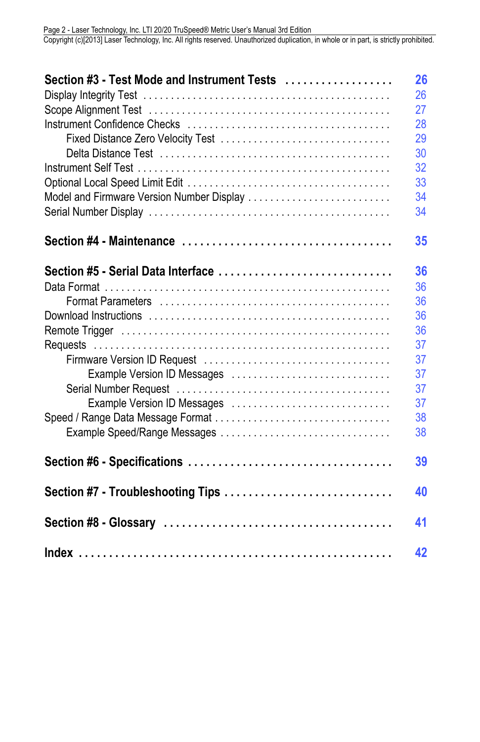**Section #3 - Test Mode and Instrument Tests . . . . . . . . . . . . . . . . . . 26**

Display Integrity Test . . . . . . . . . . . . . . . . . . . . . . . . . . . . . . . . . . . . . . . . . . 26

Scope Alignment Test . . . . . . . . . . . . . . . . . . . . . . . . . . . . . . . . . . . . . . . . . 27

Instrument Confidence Checks . . . . . . . . . . . . . . . . . . . . . . . . . . . . . . . . . . 28

- Fixed Distance Zero Velocity Test . . . . . . . . . . . . . . . . . . . . . . . . . . . . . . 29
- Delta Distance Test . . . . . . . . . . . . . . . . . . . . . . . . . . . . . . . . . . . . . . . . 30

Instrument Self Test . . . . . . . . . . . . . . . . . . . . . . . . . . . . . . . . . . . . . . . . . . 32

Optional Local Speed Limit Edit . . . . . . . . . . . . . . . . . . . . . . . . . . . . . . . . . 33

Model and Firmware Version Number Display . . . . . . . . . . . . . . . . . . . . . . . 34

Serial Number Display . . . . . . . . . . . . . . . . . . . . . . . . . . . . . . . . . . . . . . . . 34

**Section #4 - Maintenance . . . . . . . . . . . . . . . . . . . . . . . . . . . . . . . . . 35**

**Section #5 - Serial Data Interface . . . . . . . . . . . . . . . . . . . . . . . . . . . . 36**

Data Format . . . . . . . . . . . . . . . . . . . . . . . . . . . . . . . . . . . . . . . . . . . . . . . . 36

- Format Parameters . . . . . . . . . . . . . . . . . . . . . . . . . . . . . . . . . . . . . . . . . 36

Download Instructions . . . . . . . . . . . . . . . . . . . . . . . . . . . . . . . . . . . . . . . . . 36

Remote Trigger . . . . . . . . . . . . . . . . . . . . . . . . . . . . . . . . . . . . . . . . . . . . . . 36

Requests . . . . . . . . . . . . . . . . . . . . . . . . . . . . . . . . . . . . . . . . . . . . . . . . . . . 37

- Firmware Version ID Request . . . . . . . . . . . . . . . . . . . . . . . . . . . . . . . . . 37
  - Example Version ID Messages . . . . . . . . . . . . . . . . . . . . . . . . . . . . . 37
- Serial Number Request . . . . . . . . . . . . . . . . . . . . . . . . . . . . . . . . . . . . . . 37
  - Example Version ID Messages . . . . . . . . . . . . . . . . . . . . . . . . . . . . . 37

Speed / Range Data Message Format . . . . . . . . . . . . . . . . . . . . . . . . . . . . . 38

- Example Speed/Range Messages . . . . . . . . . . . . . . . . . . . . . . . . . . . . . 38

**Section #6 - Specifications . . . . . . . . . . . . . . . . . . . . . . . . . . . . . . . . 39**

**Section #7 - Troubleshooting Tips . . . . . . . . . . . . . . . . . . . . . . . . . . . 40**

**Section #8 - Glossary . . . . . . . . . . . . . . . . . . . . . . . . . . . . . . . . . . . . 41**

**Index . . . . . . . . . . . . . . . . . . . . . . . . . . . . . . . . . . . . . . . . . . . . . . . . . 42**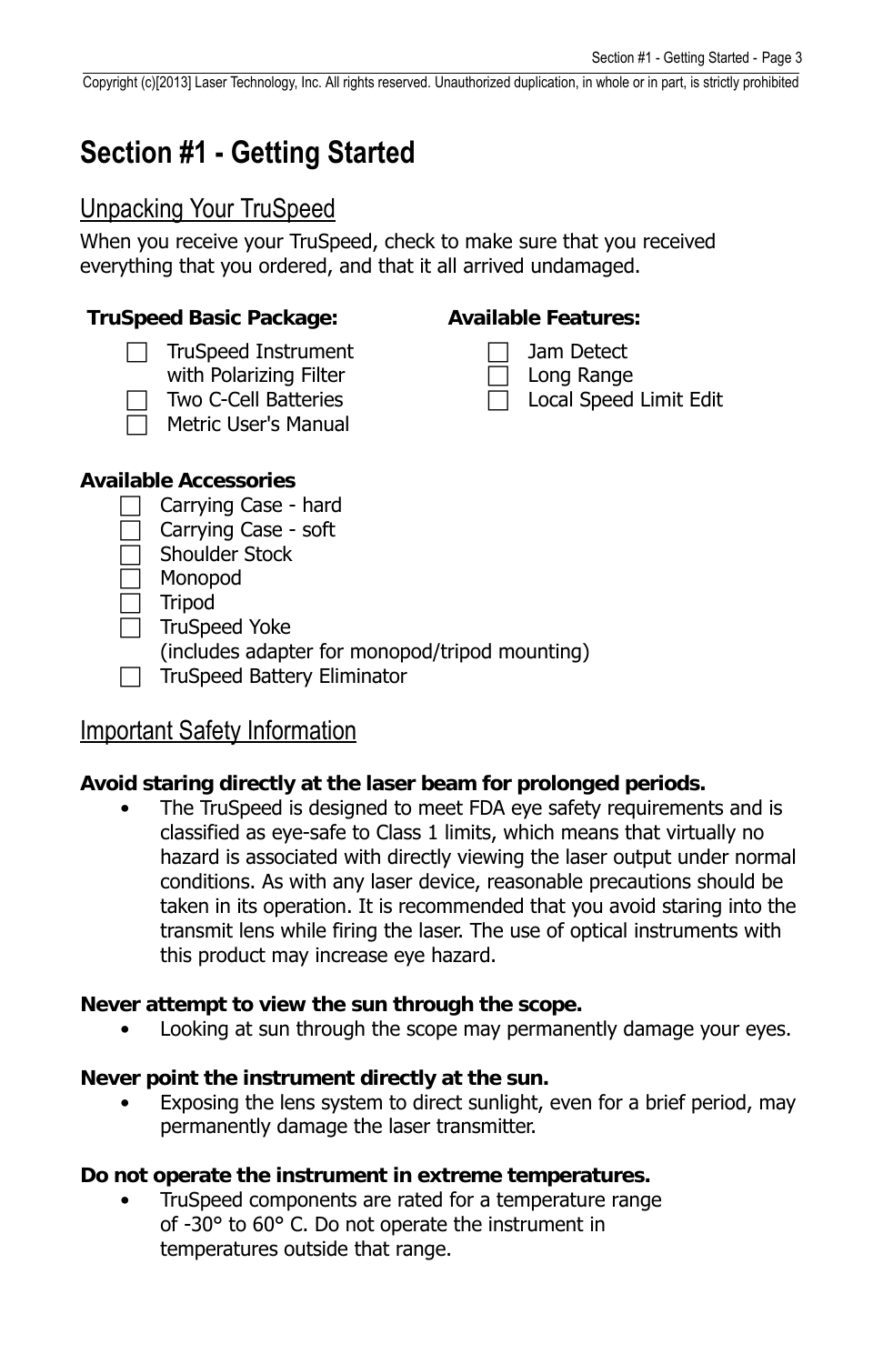# Section #1 - Getting Started

## Unpacking Your TruSpeed

When you receive your TruSpeed, check to make sure that you received everything that you ordered, and that it all arrived undamaged.

**TruSpeed Basic Package:**

- [ ] TruSpeed Instrument with Polarizing Filter
- [ ] Two C-Cell Batteries
- [ ] Metric User's Manual

**Available Features:**

- [ ] Jam Detect
- [ ] Long Range
- [ ] Local Speed Limit Edit

**Available Accessories**

- [ ] Carrying Case - hard
- [ ] Carrying Case - soft
- [ ] Shoulder Stock
- [ ] Monopod
- [ ] Tripod
- [ ] TruSpeed Yoke (includes adapter for monopod/tripod mounting)
- [ ] TruSpeed Battery Eliminator

## Important Safety Information

**Avoid staring directly at the laser beam for prolonged periods.**

- The TruSpeed is designed to meet FDA eye safety requirements and is classified as eye-safe to Class 1 limits, which means that virtually no hazard is associated with directly viewing the laser output under normal conditions. As with any laser device, reasonable precautions should be taken in its operation. It is recommended that you avoid staring into the transmit lens while firing the laser. The use of optical instruments with this product may increase eye hazard.

**Never attempt to view the sun through the scope.**

- Looking at sun through the scope may permanently damage your eyes.

**Never point the instrument directly at the sun.**

- Exposing the lens system to direct sunlight, even for a brief period, may permanently damage the laser transmitter.

**Do not operate the instrument in extreme temperatures.**

- TruSpeed components are rated for a temperature range of -30° to 60° C. Do not operate the instrument in temperatures outside that range.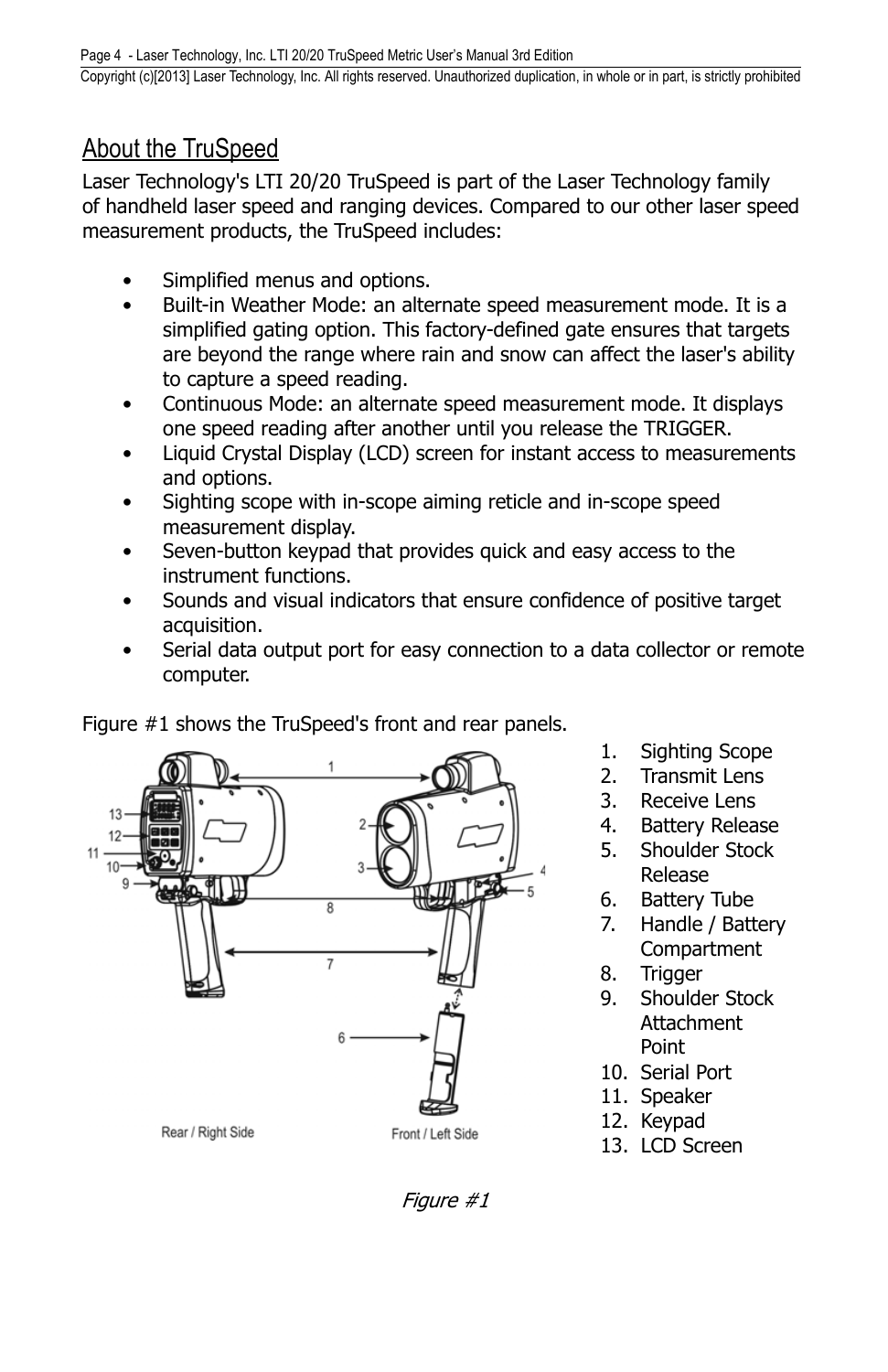## About the TruSpeed

Laser Technology's LTI 20/20 TruSpeed is part of the Laser Technology family of handheld laser speed and ranging devices. Compared to our other laser speed measurement products, the TruSpeed includes:

- Simplified menus and options.
- Built-in Weather Mode: an alternate speed measurement mode. It is a simplified gating option. This factory-defined gate ensures that targets are beyond the range where rain and snow can affect the laser's ability to capture a speed reading.
- Continuous Mode: an alternate speed measurement mode. It displays one speed reading after another until you release the TRIGGER.
- Liquid Crystal Display (LCD) screen for instant access to measurements and options.
- Sighting scope with in-scope aiming reticle and in-scope speed measurement display.
- Seven-button keypad that provides quick and easy access to the instrument functions.
- Sounds and visual indicators that ensure confidence of positive target acquisition.
- Serial data output port for easy connection to a data collector or remote computer.

Figure #1 shows the TruSpeed's front and rear panels.

1. Sighting Scope
2. Transmit Lens
3. Receive Lens
4. Battery Release
5. Shoulder Stock Release
6. Battery Tube
7. Handle / Battery Compartment
8. Trigger
9. Shoulder Stock Attachment Point
10. Serial Port
11. Speaker
12. Keypad
13. LCD Screen

Rear / Right Side

Front / Left Side

*Figure #1*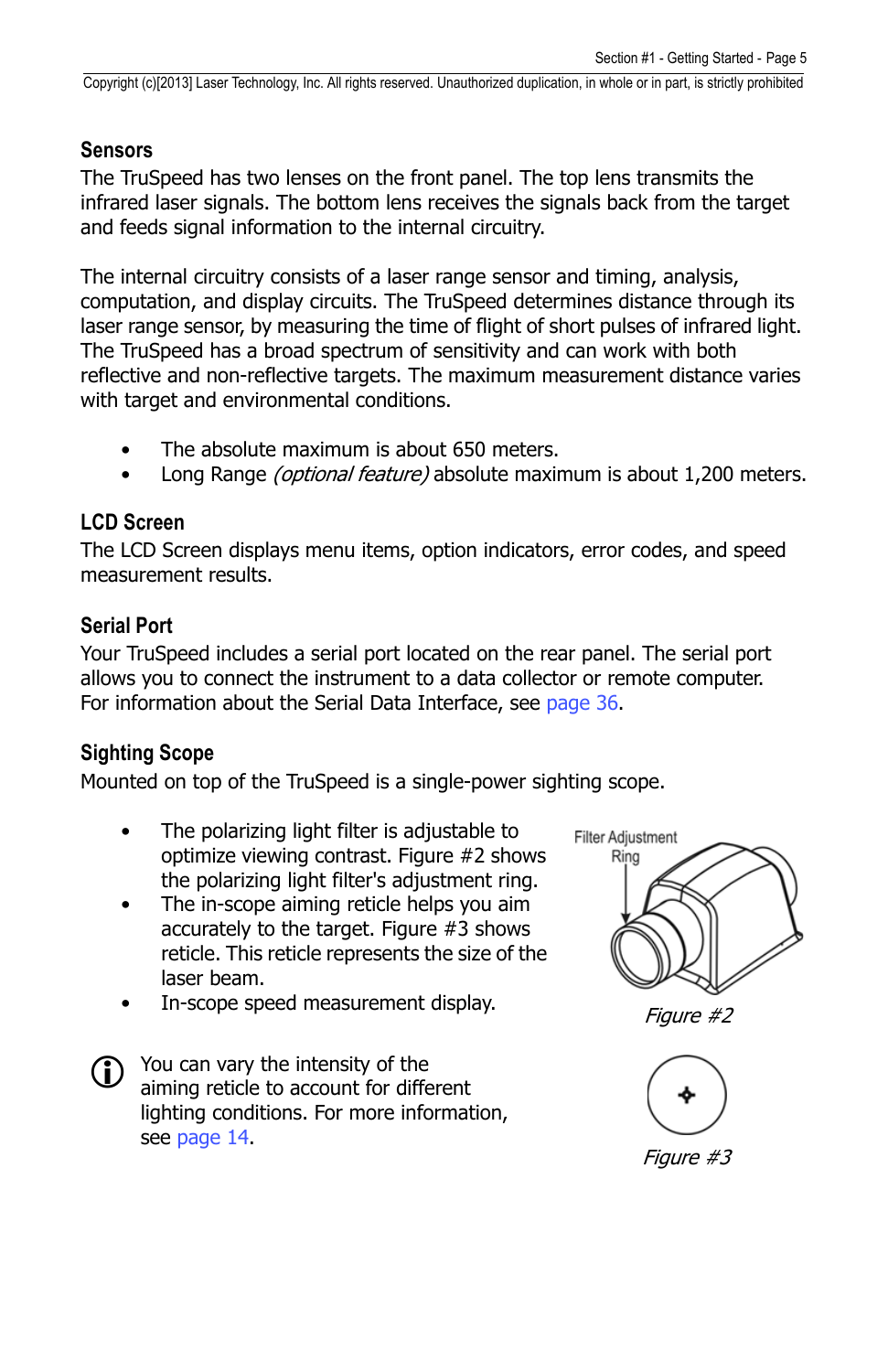### Sensors

The TruSpeed has two lenses on the front panel. The top lens transmits the infrared laser signals. The bottom lens receives the signals back from the target and feeds signal information to the internal circuitry.

The internal circuitry consists of a laser range sensor and timing, analysis, computation, and display circuits. The TruSpeed determines distance through its laser range sensor, by measuring the time of flight of short pulses of infrared light. The TruSpeed has a broad spectrum of sensitivity and can work with both reflective and non-reflective targets. The maximum measurement distance varies with target and environmental conditions.

- The absolute maximum is about 650 meters.
- Long Range *(optional feature)* absolute maximum is about 1,200 meters.

### LCD Screen

The LCD Screen displays menu items, option indicators, error codes, and speed measurement results.

### Serial Port

Your TruSpeed includes a serial port located on the rear panel. The serial port allows you to connect the instrument to a data collector or remote computer. For information about the Serial Data Interface, see page 36.

### Sighting Scope

Mounted on top of the TruSpeed is a single-power sighting scope.

- The polarizing light filter is adjustable to optimize viewing contrast. Figure #2 shows the polarizing light filter's adjustment ring.
- The in-scope aiming reticle helps you aim accurately to the target. Figure #3 shows reticle. This reticle represents the size of the laser beam.
- In-scope speed measurement display.

Filter Adjustment Ring

*Figure #2*

*Figure #3*

You can vary the intensity of the aiming reticle to account for different lighting conditions. For more information, see page 14.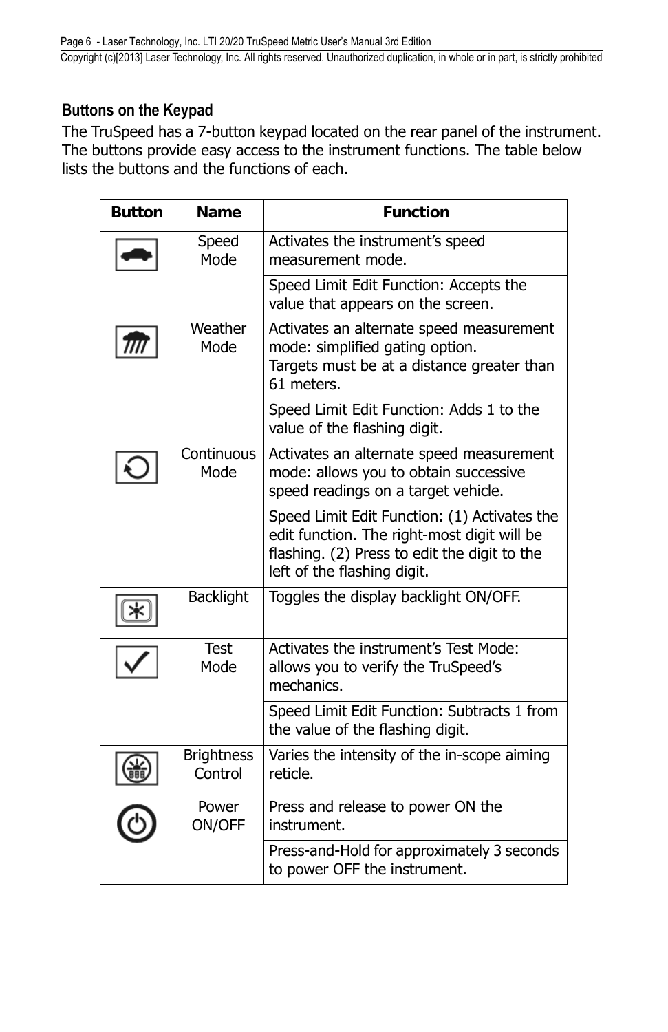## Buttons on the Keypad

The TruSpeed has a 7-button keypad located on the rear panel of the instrument. The buttons provide easy access to the instrument functions. The table below lists the buttons and the functions of each.

| Button | Name | Function |
|---|---|---|
| | Speed Mode | Activates the instrument's speed measurement mode. |
| | | Speed Limit Edit Function: Accepts the value that appears on the screen. |
| | Weather Mode | Activates an alternate speed measurement mode: simplified gating option. Targets must be at a distance greater than 61 meters. |
| | | Speed Limit Edit Function: Adds 1 to the value of the flashing digit. |
| | Continuous Mode | Activates an alternate speed measurement mode: allows you to obtain successive speed readings on a target vehicle. |
| | | Speed Limit Edit Function: (1) Activates the edit function. The right-most digit will be flashing. (2) Press to edit the digit to the left of the flashing digit. |
| | Backlight | Toggles the display backlight ON/OFF. |
| | Test Mode | Activates the instrument's Test Mode: allows you to verify the TruSpeed's mechanics. |
| | | Speed Limit Edit Function: Subtracts 1 from the value of the flashing digit. |
| | Brightness Control | Varies the intensity of the in-scope aiming reticle. |
| | Power ON/OFF | Press and release to power ON the instrument. |
| | | Press-and-Hold for approximately 3 seconds to power OFF the instrument. |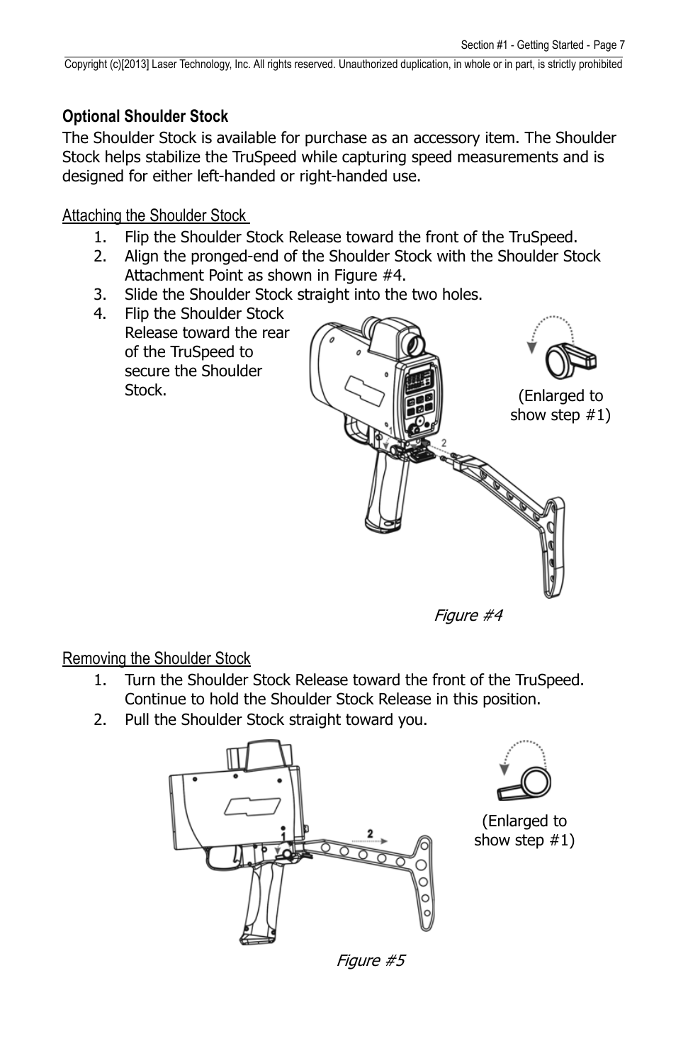## Optional Shoulder Stock

The Shoulder Stock is available for purchase as an accessory item. The Shoulder Stock helps stabilize the TruSpeed while capturing speed measurements and is designed for either left-handed or right-handed use.

### Attaching the Shoulder Stock

1. Flip the Shoulder Stock Release toward the front of the TruSpeed.
2. Align the pronged-end of the Shoulder Stock with the Shoulder Stock Attachment Point as shown in Figure #4.
3. Slide the Shoulder Stock straight into the two holes.
4. Flip the Shoulder Stock Release toward the rear of the TruSpeed to secure the Shoulder Stock.

(Enlarged to show step #1)

*Figure #4*

### Removing the Shoulder Stock

1. Turn the Shoulder Stock Release toward the front of the TruSpeed. Continue to hold the Shoulder Stock Release in this position.
2. Pull the Shoulder Stock straight toward you.

(Enlarged to show step #1)

*Figure #5*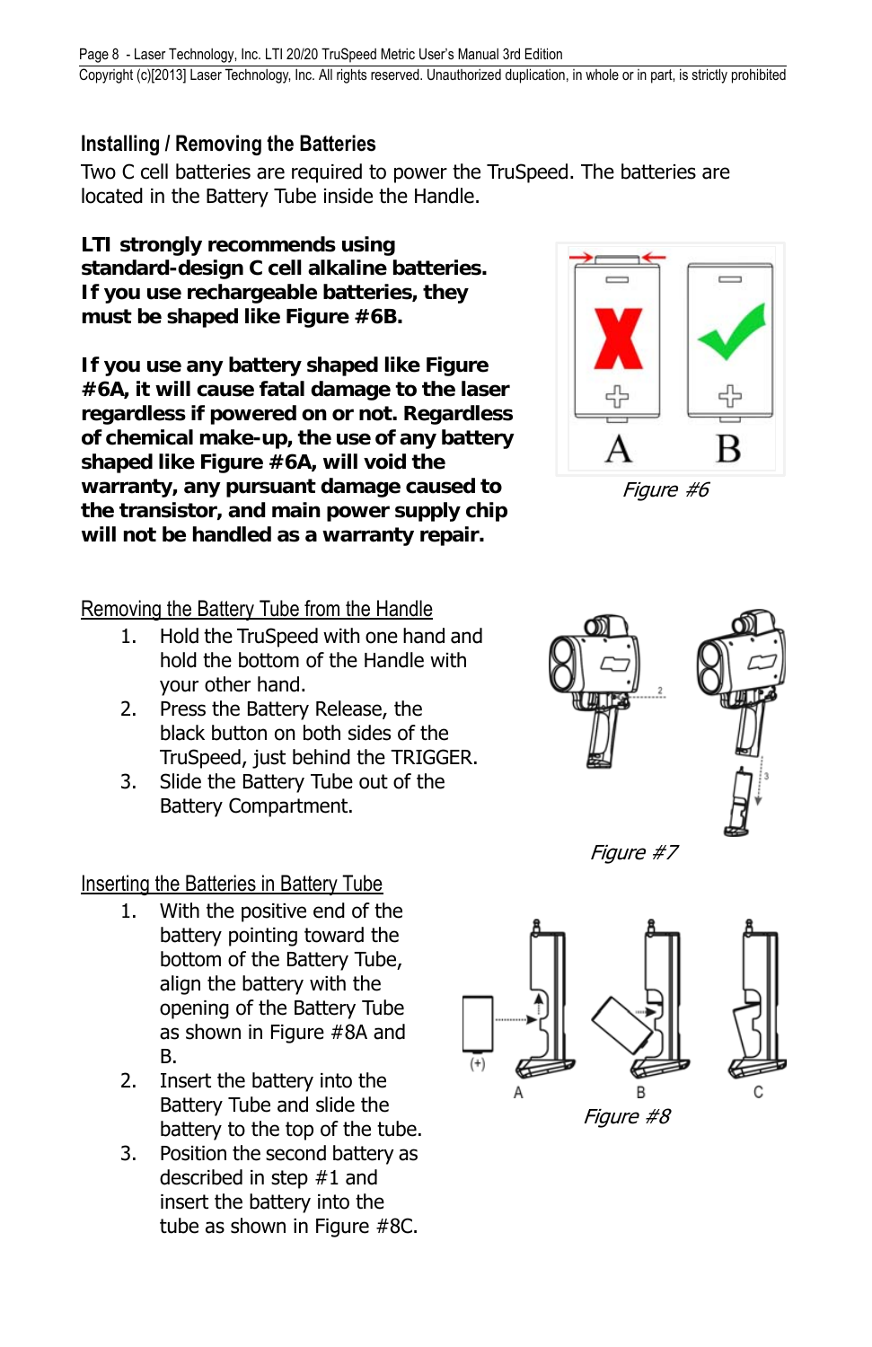## Installing / Removing the Batteries

Two C cell batteries are required to power the TruSpeed. The batteries are located in the Battery Tube inside the Handle.

**LTI strongly recommends using standard-design C cell alkaline batteries. If you use rechargeable batteries, they must be shaped like Figure #6B.**

**If you use any battery shaped like Figure #6A, it will cause fatal damage to the laser regardless if powered on or not. Regardless of chemical make-up, the use of any battery shaped like Figure #6A, will void the warranty, any pursuant damage caused to the transistor, and main power supply chip will not be handled as a warranty repair.**

*Figure #6*

Removing the Battery Tube from the Handle

1. Hold the TruSpeed with one hand and hold the bottom of the Handle with your other hand.
2. Press the Battery Release, the black button on both sides of the TruSpeed, just behind the TRIGGER.
3. Slide the Battery Tube out of the Battery Compartment.

*Figure #7*

Inserting the Batteries in Battery Tube

1. With the positive end of the battery pointing toward the bottom of the Battery Tube, align the battery with the opening of the Battery Tube as shown in Figure #8A and B.
2. Insert the battery into the Battery Tube and slide the battery to the top of the tube.
3. Position the second battery as described in step #1 and insert the battery into the tube as shown in Figure #8C.

*Figure #8*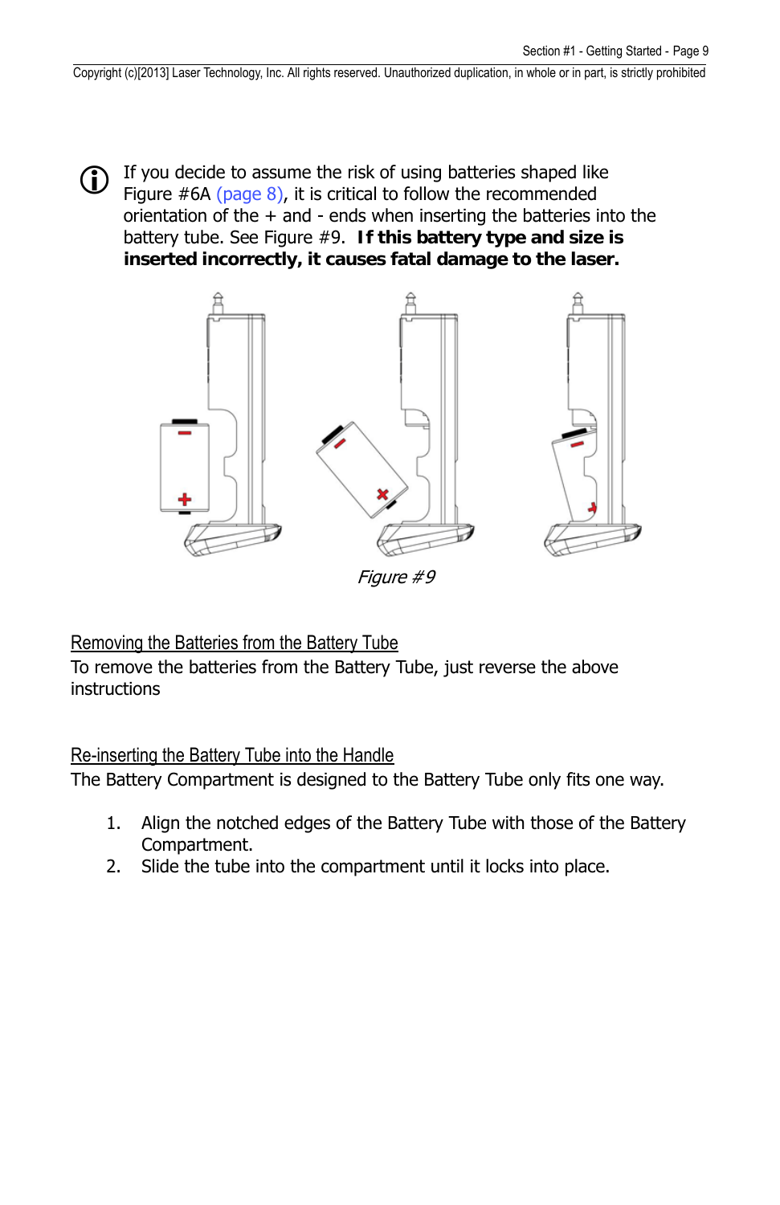ⓘ If you decide to assume the risk of using batteries shaped like Figure #6A (page 8), it is critical to follow the recommended orientation of the + and - ends when inserting the batteries into the battery tube. See Figure #9. **If this battery type and size is inserted incorrectly, it causes fatal damage to the laser.**

*Figure #9*

<u>Removing the Batteries from the Battery Tube</u>

To remove the batteries from the Battery Tube, just reverse the above instructions

<u>Re-inserting the Battery Tube into the Handle</u>

The Battery Compartment is designed to the Battery Tube only fits one way.

1. Align the notched edges of the Battery Tube with those of the Battery Compartment.
2. Slide the tube into the compartment until it locks into place.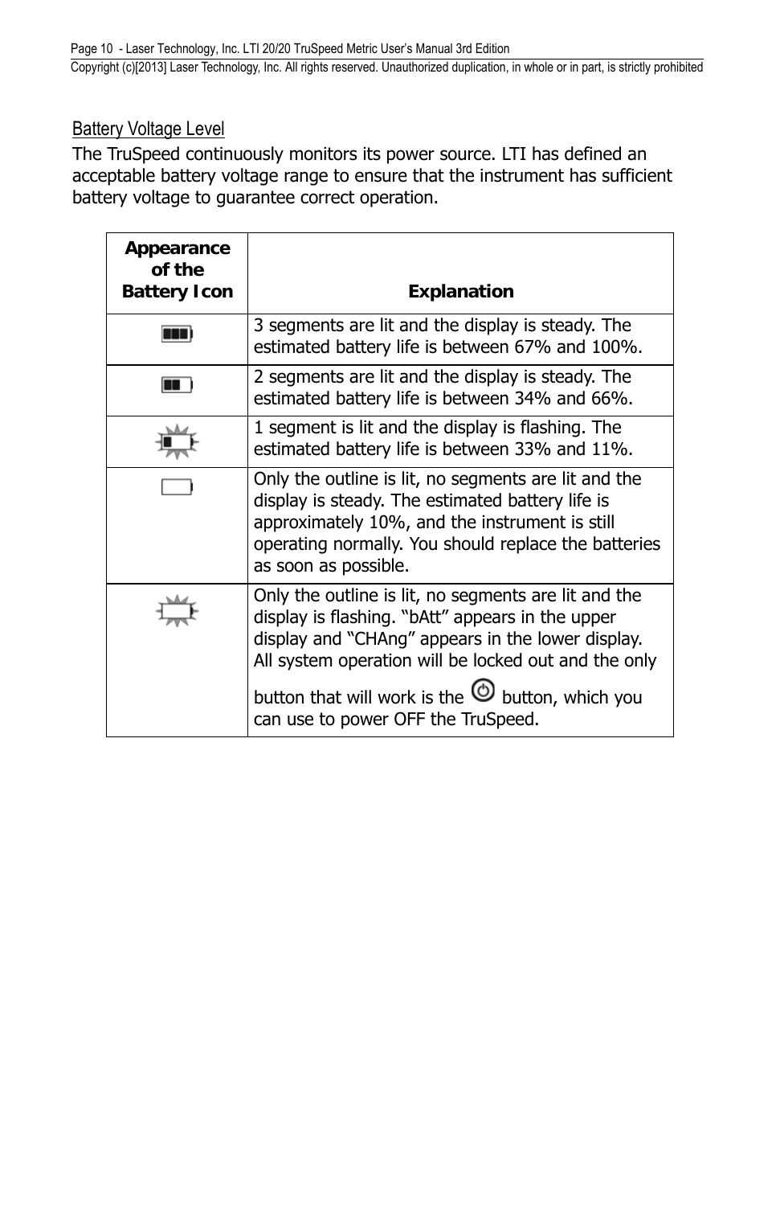## Battery Voltage Level

The TruSpeed continuously monitors its power source. LTI has defined an acceptable battery voltage range to ensure that the instrument has sufficient battery voltage to guarantee correct operation.

| Appearance of the Battery Icon | Explanation |
|---|---|
| | 3 segments are lit and the display is steady. The estimated battery life is between 67% and 100%. |
| | 2 segments are lit and the display is steady. The estimated battery life is between 34% and 66%. |
| | 1 segment is lit and the display is flashing. The estimated battery life is between 33% and 11%. |
| | Only the outline is lit, no segments are lit and the display is steady. The estimated battery life is approximately 10%, and the instrument is still operating normally. You should replace the batteries as soon as possible. |
| | Only the outline is lit, no segments are lit and the display is flashing. "bAtt" appears in the upper display and "CHAng" appears in the lower display. All system operation will be locked out and the only button that will work is the button, which you can use to power OFF the TruSpeed. |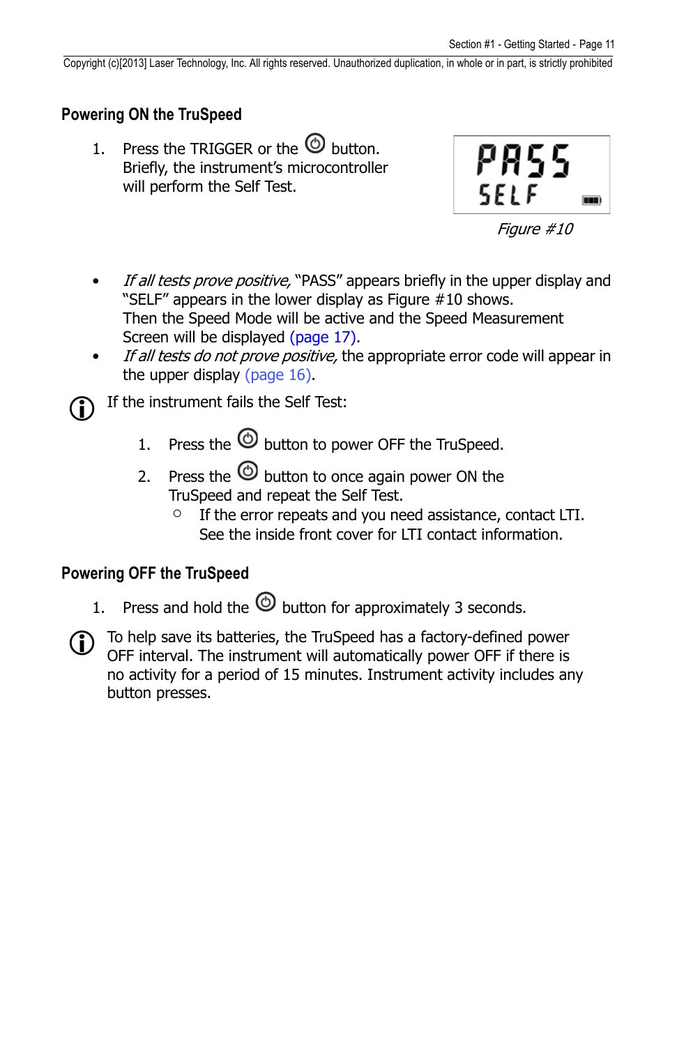## Powering ON the TruSpeed

1. Press the TRIGGER or the ⏻ button. Briefly, the instrument's microcontroller will perform the Self Test.

PASS
SELF

*Figure #10*

- *If all tests prove positive,* "PASS" appears briefly in the upper display and "SELF" appears in the lower display as Figure #10 shows. Then the Speed Mode will be active and the Speed Measurement Screen will be displayed (page 17).
- *If all tests do not prove positive,* the appropriate error code will appear in the upper display (page 16).

ⓘ If the instrument fails the Self Test:

1. Press the ⏻ button to power OFF the TruSpeed.
2. Press the ⏻ button to once again power ON the TruSpeed and repeat the Self Test.
   - If the error repeats and you need assistance, contact LTI. See the inside front cover for LTI contact information.

## Powering OFF the TruSpeed

1. Press and hold the ⏻ button for approximately 3 seconds.

ⓘ To help save its batteries, the TruSpeed has a factory-defined power OFF interval. The instrument will automatically power OFF if there is no activity for a period of 15 minutes. Instrument activity includes any button presses.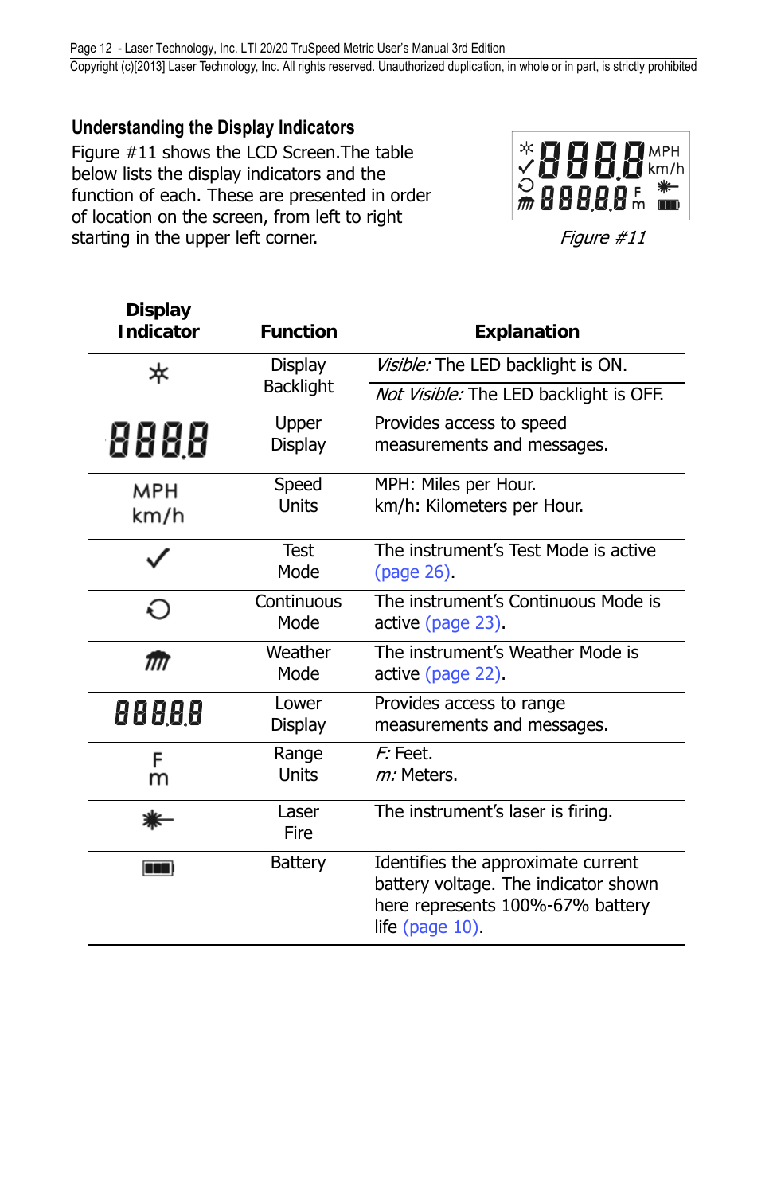## Understanding the Display Indicators

Figure #11 shows the LCD Screen.The table below lists the display indicators and the function of each. These are presented in order of location on the screen, from left to right starting in the upper left corner.

*Figure #11*

| Display Indicator | Function | Explanation |
|---|---|---|
| ✲ | Display Backlight | *Visible:* The LED backlight is ON. *Not Visible:* The LED backlight is OFF. |
| 8888 | Upper Display | Provides access to speed measurements and messages. |
| MPH km/h | Speed Units | MPH: Miles per Hour. km/h: Kilometers per Hour. |
| ✓ | Test Mode | The instrument's Test Mode is active (page 26). |
| ⟲ | Continuous Mode | The instrument's Continuous Mode is active (page 23). |
| (weather symbol) | Weather Mode | The instrument's Weather Mode is active (page 22). |
| 8888.8 | Lower Display | Provides access to range measurements and messages. |
| F m | Range Units | *F:* Feet. *m:* Meters. |
| (laser symbol) | Laser Fire | The instrument's laser is firing. |
| (battery symbol) | Battery | Identifies the approximate current battery voltage. The indicator shown here represents 100%-67% battery life (page 10). |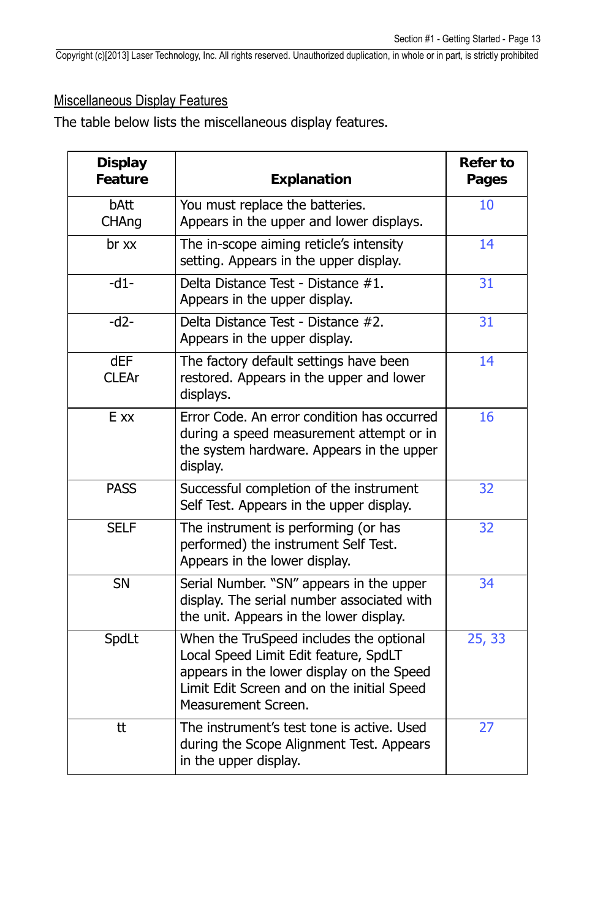## Miscellaneous Display Features

The table below lists the miscellaneous display features.

| Display Feature | Explanation | Refer to Pages |
|---|---|---|
| bAtt CHAng | You must replace the batteries. Appears in the upper and lower displays. | 10 |
| br xx | The in-scope aiming reticle's intensity setting. Appears in the upper display. | 14 |
| -d1- | Delta Distance Test - Distance #1. Appears in the upper display. | 31 |
| -d2- | Delta Distance Test - Distance #2. Appears in the upper display. | 31 |
| dEF CLEAr | The factory default settings have been restored. Appears in the upper and lower displays. | 14 |
| E xx | Error Code. An error condition has occurred during a speed measurement attempt or in the system hardware. Appears in the upper display. | 16 |
| PASS | Successful completion of the instrument Self Test. Appears in the upper display. | 32 |
| SELF | The instrument is performing (or has performed) the instrument Self Test. Appears in the lower display. | 32 |
| SN | Serial Number. "SN" appears in the upper display. The serial number associated with the unit. Appears in the lower display. | 34 |
| SpdLt | When the TruSpeed includes the optional Local Speed Limit Edit feature, SpdLT appears in the lower display on the Speed Limit Edit Screen and on the initial Speed Measurement Screen. | 25, 33 |
| tt | The instrument's test tone is active. Used during the Scope Alignment Test. Appears in the upper display. | 27 |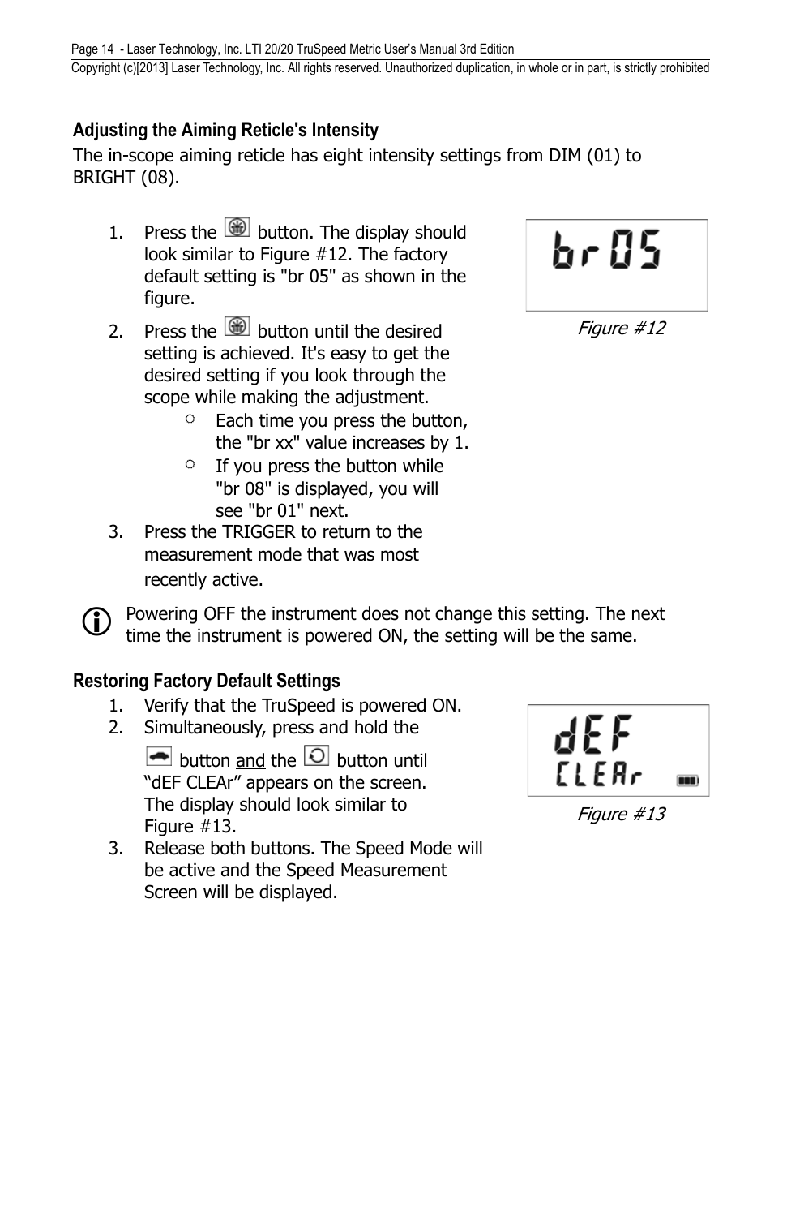## Adjusting the Aiming Reticle's Intensity

The in-scope aiming reticle has eight intensity settings from DIM (01) to BRIGHT (08).

1. Press the button. The display should look similar to Figure #12. The factory default setting is "br 05" as shown in the figure.
2. Press the button until the desired setting is achieved. It's easy to get the desired setting if you look through the scope while making the adjustment.
   - Each time you press the button, the "br xx" value increases by 1.
   - If you press the button while "br 08" is displayed, you will see "br 01" next.
3. Press the TRIGGER to return to the measurement mode that was most recently active.

br 05

*Figure #12*

Powering OFF the instrument does not change this setting. The next time the instrument is powered ON, the setting will be the same.

## Restoring Factory Default Settings

1. Verify that the TruSpeed is powered ON.
2. Simultaneously, press and hold the button and the button until "dEF CLEAr" appears on the screen. The display should look similar to Figure #13.
3. Release both buttons. The Speed Mode will be active and the Speed Measurement Screen will be displayed.

dEF CLEAr

*Figure #13*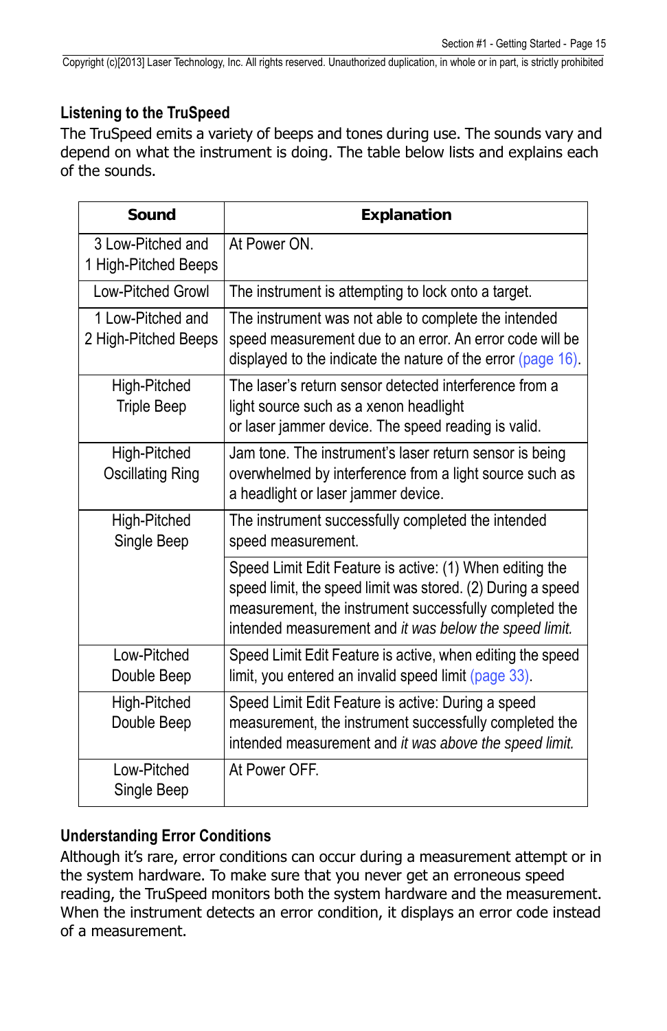### Listening to the TruSpeed

The TruSpeed emits a variety of beeps and tones during use. The sounds vary and depend on what the instrument is doing. The table below lists and explains each of the sounds.

| Sound | Explanation |
|---|---|
| 3 Low-Pitched and 1 High-Pitched Beeps | At Power ON. |
| Low-Pitched Growl | The instrument is attempting to lock onto a target. |
| 1 Low-Pitched and 2 High-Pitched Beeps | The instrument was not able to complete the intended speed measurement due to an error. An error code will be displayed to the indicate the nature of the error (page 16). |
| High-Pitched Triple Beep | The laser's return sensor detected interference from a light source such as a xenon headlight or laser jammer device. The speed reading is valid. |
| High-Pitched Oscillating Ring | Jam tone. The instrument's laser return sensor is being overwhelmed by interference from a light source such as a headlight or laser jammer device. |
| High-Pitched Single Beep | The instrument successfully completed the intended speed measurement. |
| | Speed Limit Edit Feature is active: (1) When editing the speed limit, the speed limit was stored. (2) During a speed measurement, the instrument successfully completed the intended measurement and *it was below the speed limit.* |
| Low-Pitched Double Beep | Speed Limit Edit Feature is active, when editing the speed limit, you entered an invalid speed limit (page 33). |
| High-Pitched Double Beep | Speed Limit Edit Feature is active: During a speed measurement, the instrument successfully completed the intended measurement and *it was above the speed limit.* |
| Low-Pitched Single Beep | At Power OFF. |

### Understanding Error Conditions

Although it's rare, error conditions can occur during a measurement attempt or in the system hardware. To make sure that you never get an erroneous speed reading, the TruSpeed monitors both the system hardware and the measurement. When the instrument detects an error condition, it displays an error code instead of a measurement.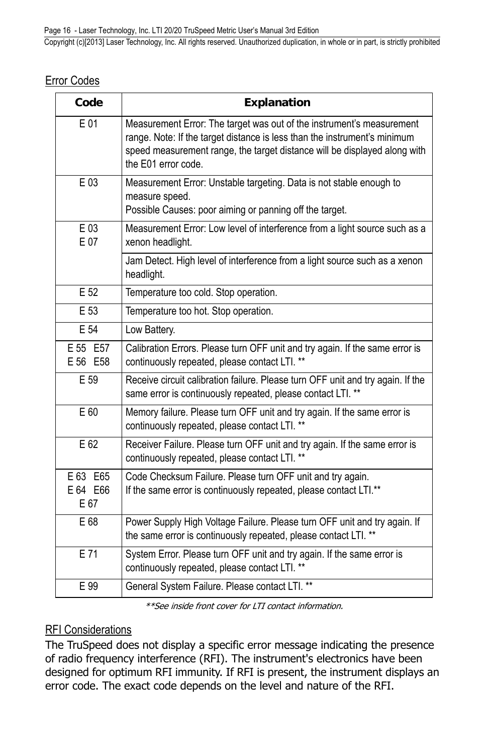## Error Codes

| Code | Explanation |
|---|---|
| E 01 | Measurement Error: The target was out of the instrument's measurement range. Note: If the target distance is less than the instrument's minimum speed measurement range, the target distance will be displayed along with the E01 error code. |
| E 03 | Measurement Error: Unstable targeting. Data is not stable enough to measure speed.<br>Possible Causes: poor aiming or panning off the target. |
| E 03<br>E 07 | Measurement Error: Low level of interference from a light source such as a xenon headlight.<br>Jam Detect. High level of interference from a light source such as a xenon headlight. |
| E 52 | Temperature too cold. Stop operation. |
| E 53 | Temperature too hot. Stop operation. |
| E 54 | Low Battery. |
| E 55 E57<br>E 56 E58 | Calibration Errors. Please turn OFF unit and try again. If the same error is continuously repeated, please contact LTI. ** |
| E 59 | Receive circuit calibration failure. Please turn OFF unit and try again. If the same error is continuously repeated, please contact LTI. ** |
| E 60 | Memory failure. Please turn OFF unit and try again. If the same error is continuously repeated, please contact LTI. ** |
| E 62 | Receiver Failure. Please turn OFF unit and try again. If the same error is continuously repeated, please contact LTI. ** |
| E 63 E65<br>E 64 E66<br>E 67 | Code Checksum Failure. Please turn OFF unit and try again.<br>If the same error is continuously repeated, please contact LTI.** |
| E 68 | Power Supply High Voltage Failure. Please turn OFF unit and try again. If the same error is continuously repeated, please contact LTI. ** |
| E 71 | System Error. Please turn OFF unit and try again. If the same error is continuously repeated, please contact LTI. ** |
| E 99 | General System Failure. Please contact LTI. ** |

*\*\*See inside front cover for LTI contact information.*

## RFI Considerations

The TruSpeed does not display a specific error message indicating the presence of radio frequency interference (RFI). The instrument's electronics have been designed for optimum RFI immunity. If RFI is present, the instrument displays an error code. The exact code depends on the level and nature of the RFI.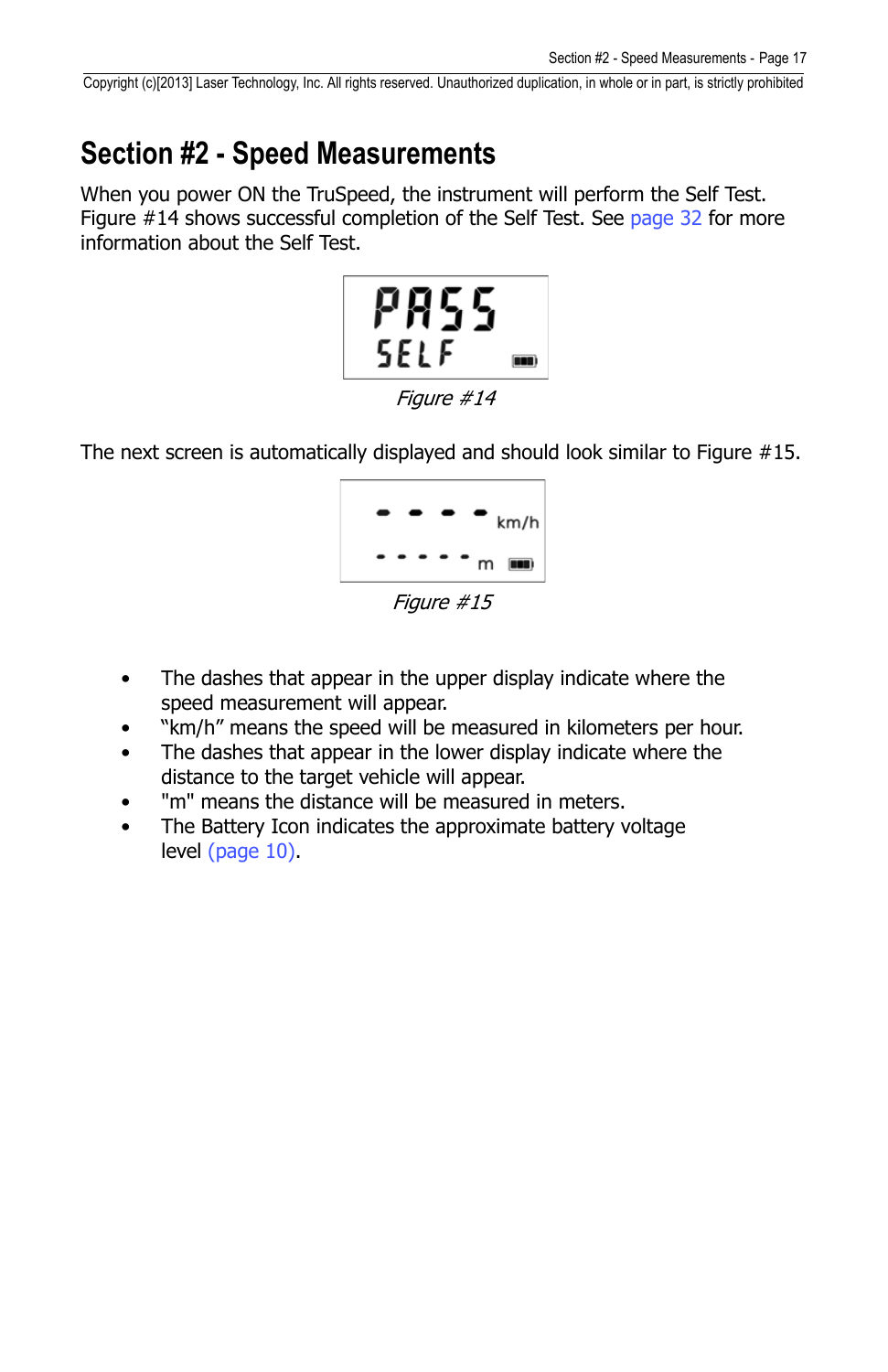# Section #2 - Speed Measurements

When you power ON the TruSpeed, the instrument will perform the Self Test. Figure #14 shows successful completion of the Self Test. See page 32 for more information about the Self Test.

*Figure #14*

The next screen is automatically displayed and should look similar to Figure #15.

*Figure #15*

- The dashes that appear in the upper display indicate where the speed measurement will appear.
- “km/h” means the speed will be measured in kilometers per hour.
- The dashes that appear in the lower display indicate where the distance to the target vehicle will appear.
- "m" means the distance will be measured in meters.
- The Battery Icon indicates the approximate battery voltage level (page 10).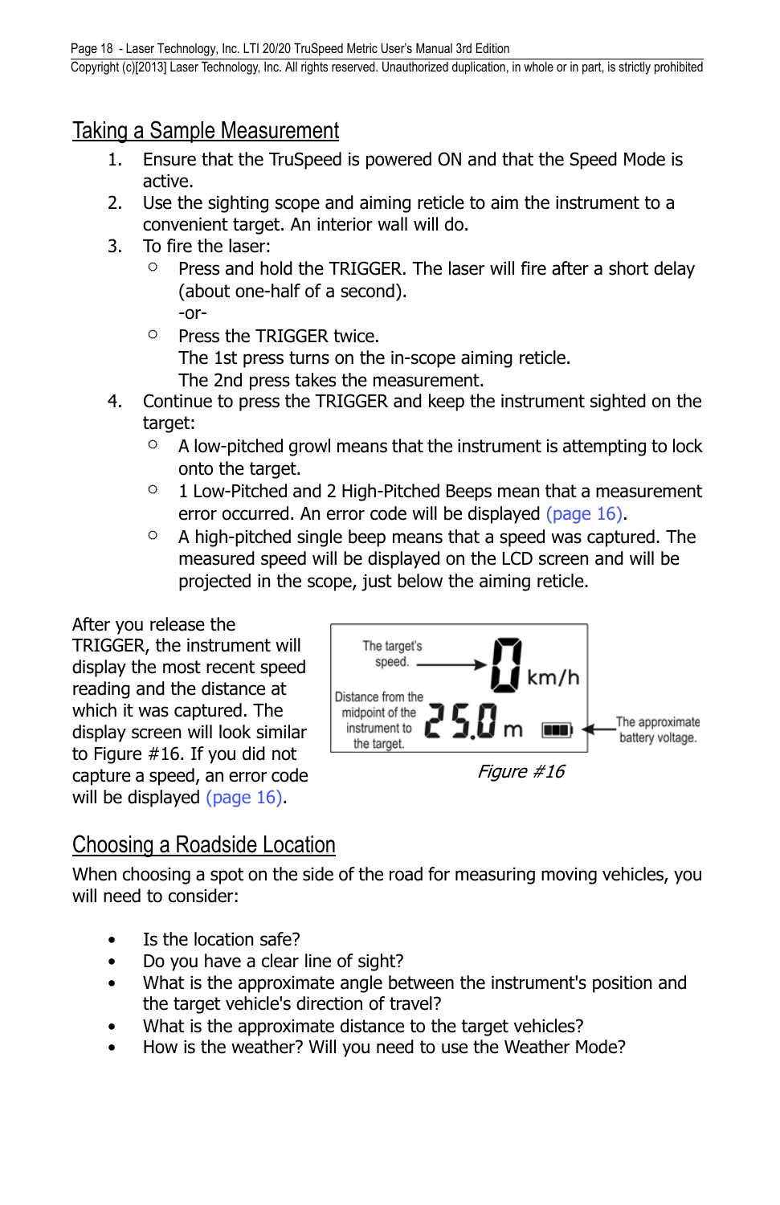## Taking a Sample Measurement

1. Ensure that the TruSpeed is powered ON and that the Speed Mode is active.
2. Use the sighting scope and aiming reticle to aim the instrument to a convenient target. An interior wall will do.
3. To fire the laser:
   - Press and hold the TRIGGER. The laser will fire after a short delay (about one-half of a second).
     -or-
   - Press the TRIGGER twice.
     The 1st press turns on the in-scope aiming reticle.
     The 2nd press takes the measurement.
4. Continue to press the TRIGGER and keep the instrument sighted on the target:
   - A low-pitched growl means that the instrument is attempting to lock onto the target.
   - 1 Low-Pitched and 2 High-Pitched Beeps mean that a measurement error occurred. An error code will be displayed (page 16).
   - A high-pitched single beep means that a speed was captured. The measured speed will be displayed on the LCD screen and will be projected in the scope, just below the aiming reticle.

After you release the TRIGGER, the instrument will display the most recent speed reading and the distance at which it was captured. The display screen will look similar to Figure #16. If you did not capture a speed, an error code will be displayed (page 16).

The target's speed. → 0 km/h

Distance from the midpoint of the instrument to the target. 25.0 m

The approximate battery voltage.

*Figure #16*

## Choosing a Roadside Location

When choosing a spot on the side of the road for measuring moving vehicles, you will need to consider:

- Is the location safe?
- Do you have a clear line of sight?
- What is the approximate angle between the instrument's position and the target vehicle's direction of travel?
- What is the approximate distance to the target vehicles?
- How is the weather? Will you need to use the Weather Mode?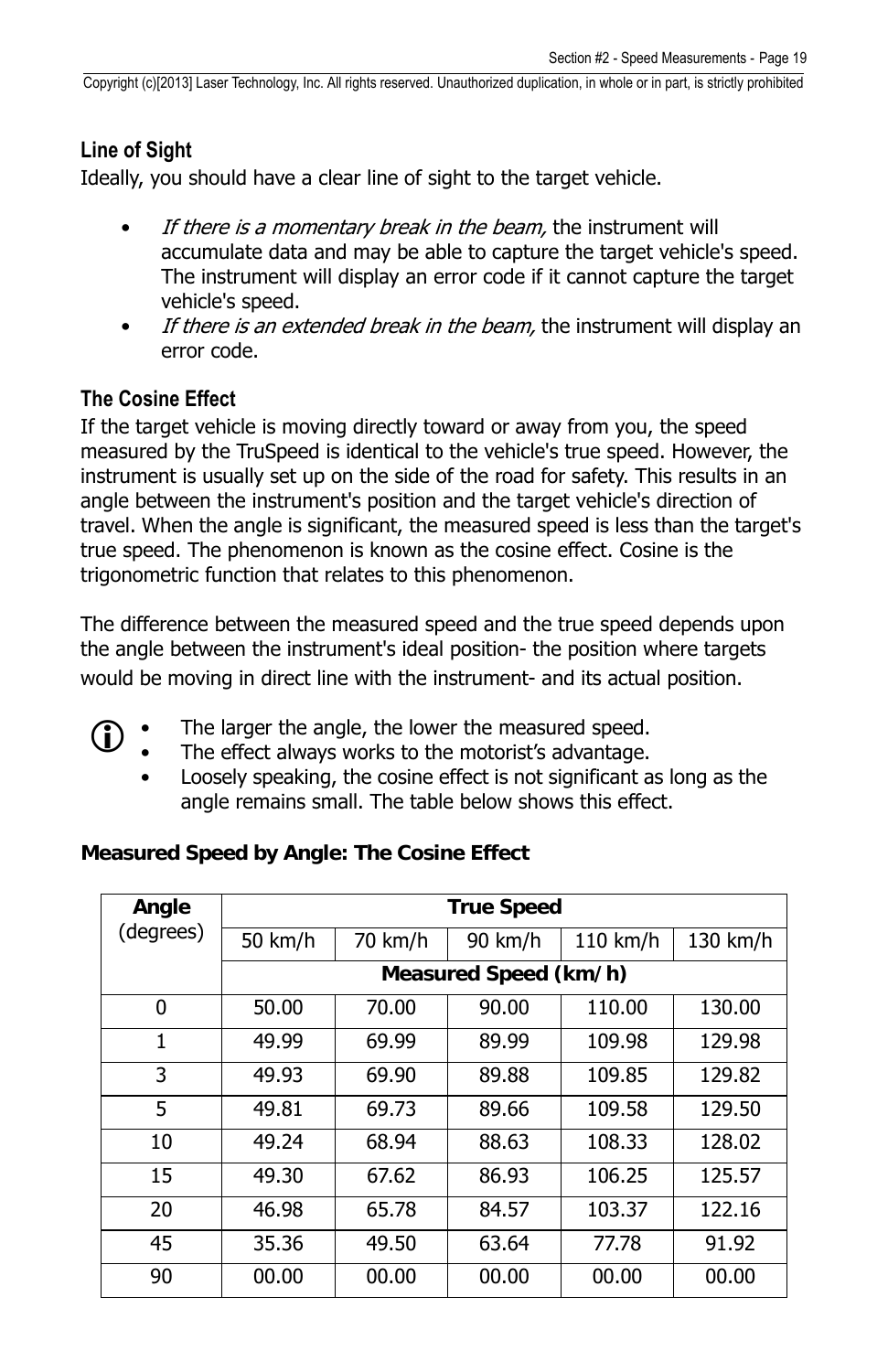### Line of Sight

Ideally, you should have a clear line of sight to the target vehicle.

- *If there is a momentary break in the beam,* the instrument will accumulate data and may be able to capture the target vehicle's speed. The instrument will display an error code if it cannot capture the target vehicle's speed.
- *If there is an extended break in the beam,* the instrument will display an error code.

### The Cosine Effect

If the target vehicle is moving directly toward or away from you, the speed measured by the TruSpeed is identical to the vehicle's true speed. However, the instrument is usually set up on the side of the road for safety. This results in an angle between the instrument's position and the target vehicle's direction of travel. When the angle is significant, the measured speed is less than the target's true speed. The phenomenon is known as the cosine effect. Cosine is the trigonometric function that relates to this phenomenon.

The difference between the measured speed and the true speed depends upon the angle between the instrument's ideal position- the position where targets would be moving in direct line with the instrument- and its actual position.

- The larger the angle, the lower the measured speed.
- The effect always works to the motorist's advantage.
- Loosely speaking, the cosine effect is not significant as long as the angle remains small. The table below shows this effect.

**Measured Speed by Angle: The Cosine Effect**

| **Angle** (degrees) | **True Speed** | | | | |
|---|---|---|---|---|---|
| | 50 km/h | 70 km/h | 90 km/h | 110 km/h | 130 km/h |
| | **Measured Speed (km/h)** | | | | |
| 0 | 50.00 | 70.00 | 90.00 | 110.00 | 130.00 |
| 1 | 49.99 | 69.99 | 89.99 | 109.98 | 129.98 |
| 3 | 49.93 | 69.90 | 89.88 | 109.85 | 129.82 |
| 5 | 49.81 | 69.73 | 89.66 | 109.58 | 129.50 |
| 10 | 49.24 | 68.94 | 88.63 | 108.33 | 128.02 |
| 15 | 49.30 | 67.62 | 86.93 | 106.25 | 125.57 |
| 20 | 46.98 | 65.78 | 84.57 | 103.37 | 122.16 |
| 45 | 35.36 | 49.50 | 63.64 | 77.78 | 91.92 |
| 90 | 00.00 | 00.00 | 00.00 | 00.00 | 00.00 |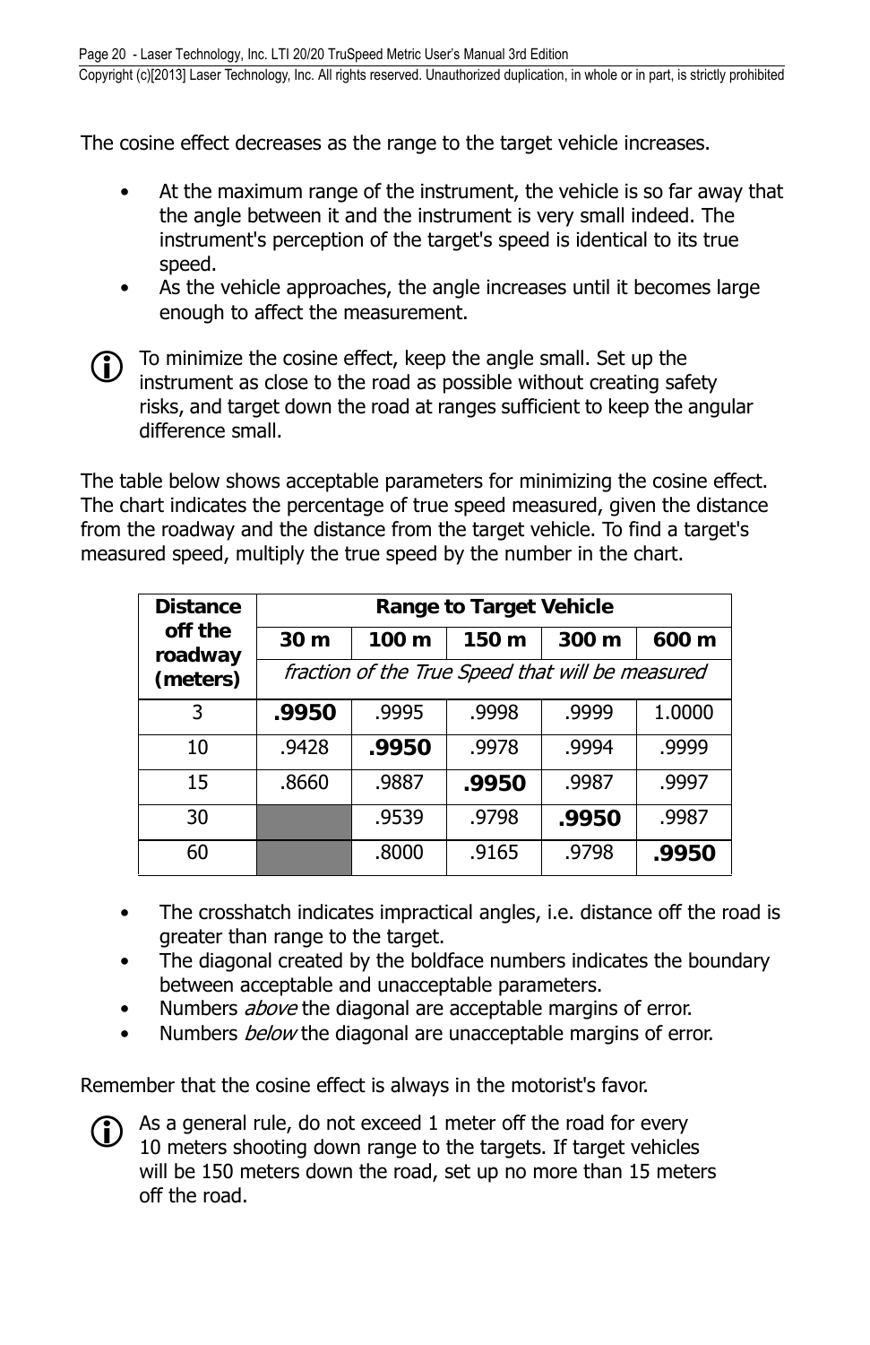The cosine effect decreases as the range to the target vehicle increases.

- At the maximum range of the instrument, the vehicle is so far away that the angle between it and the instrument is very small indeed. The instrument's perception of the target's speed is identical to its true speed.
- As the vehicle approaches, the angle increases until it becomes large enough to affect the measurement.

To minimize the cosine effect, keep the angle small. Set up the instrument as close to the road as possible without creating safety risks, and target down the road at ranges sufficient to keep the angular difference small.

The table below shows acceptable parameters for minimizing the cosine effect. The chart indicates the percentage of true speed measured, given the distance from the roadway and the distance from the target vehicle. To find a target's measured speed, multiply the true speed by the number in the chart.

| **Distance off the roadway (meters)** | **Range to Target Vehicle** | | | | |
|---|---|---|---|---|---|
| | **30 m** | **100 m** | **150 m** | **300 m** | **600 m** |
| | *fraction of the True Speed that will be measured* | | | | |
| 3 | **.9950** | .9995 | .9998 | .9999 | 1.0000 |
| 10 | .9428 | **.9950** | .9978 | .9994 | .9999 |
| 15 | .8660 | .9887 | **.9950** | .9987 | .9997 |
| 30 | | .9539 | .9798 | **.9950** | .9987 |
| 60 | | .8000 | .9165 | .9798 | **.9950** |

- The crosshatch indicates impractical angles, i.e. distance off the road is greater than range to the target.
- The diagonal created by the boldface numbers indicates the boundary between acceptable and unacceptable parameters.
- Numbers *above* the diagonal are acceptable margins of error.
- Numbers *below* the diagonal are unacceptable margins of error.

Remember that the cosine effect is always in the motorist's favor.

As a general rule, do not exceed 1 meter off the road for every 10 meters shooting down range to the targets. If target vehicles will be 150 meters down the road, set up no more than 15 meters off the road.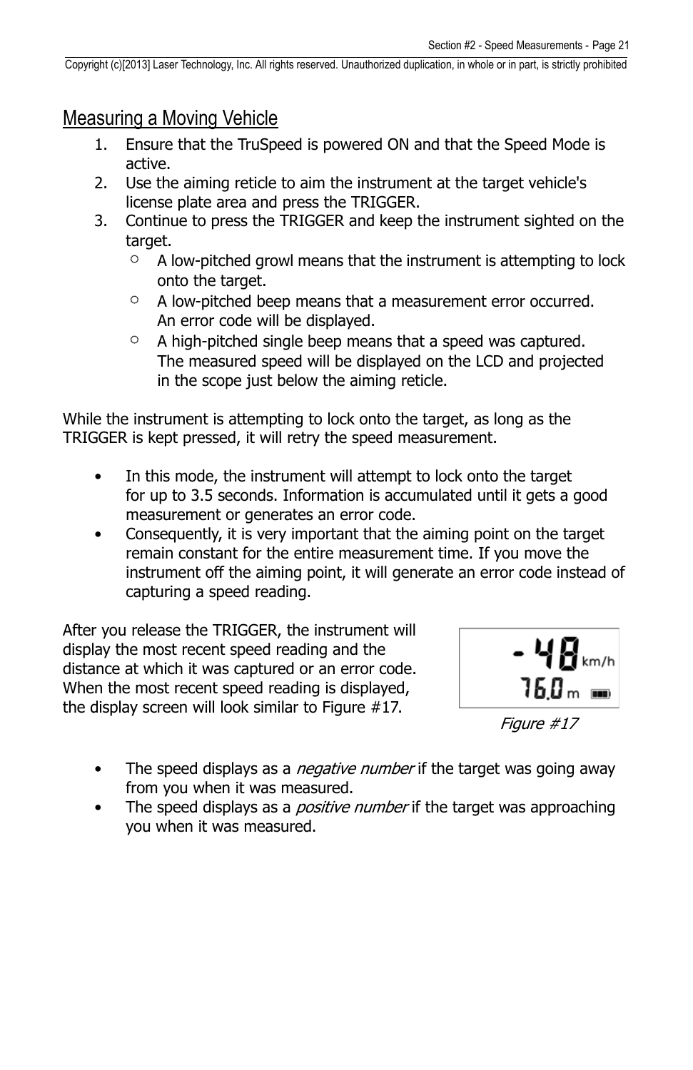## Measuring a Moving Vehicle

1. Ensure that the TruSpeed is powered ON and that the Speed Mode is active.
2. Use the aiming reticle to aim the instrument at the target vehicle's license plate area and press the TRIGGER.
3. Continue to press the TRIGGER and keep the instrument sighted on the target.
   - A low-pitched growl means that the instrument is attempting to lock onto the target.
   - A low-pitched beep means that a measurement error occurred. An error code will be displayed.
   - A high-pitched single beep means that a speed was captured. The measured speed will be displayed on the LCD and projected in the scope just below the aiming reticle.

While the instrument is attempting to lock onto the target, as long as the TRIGGER is kept pressed, it will retry the speed measurement.

- In this mode, the instrument will attempt to lock onto the target for up to 3.5 seconds. Information is accumulated until it gets a good measurement or generates an error code.
- Consequently, it is very important that the aiming point on the target remain constant for the entire measurement time. If you move the instrument off the aiming point, it will generate an error code instead of capturing a speed reading.

After you release the TRIGGER, the instrument will display the most recent speed reading and the distance at which it was captured or an error code. When the most recent speed reading is displayed, the display screen will look similar to Figure #17.

-48 km/h
76.0 m

*Figure #17*

- The speed displays as a *negative number* if the target was going away from you when it was measured.
- The speed displays as a *positive number* if the target was approaching you when it was measured.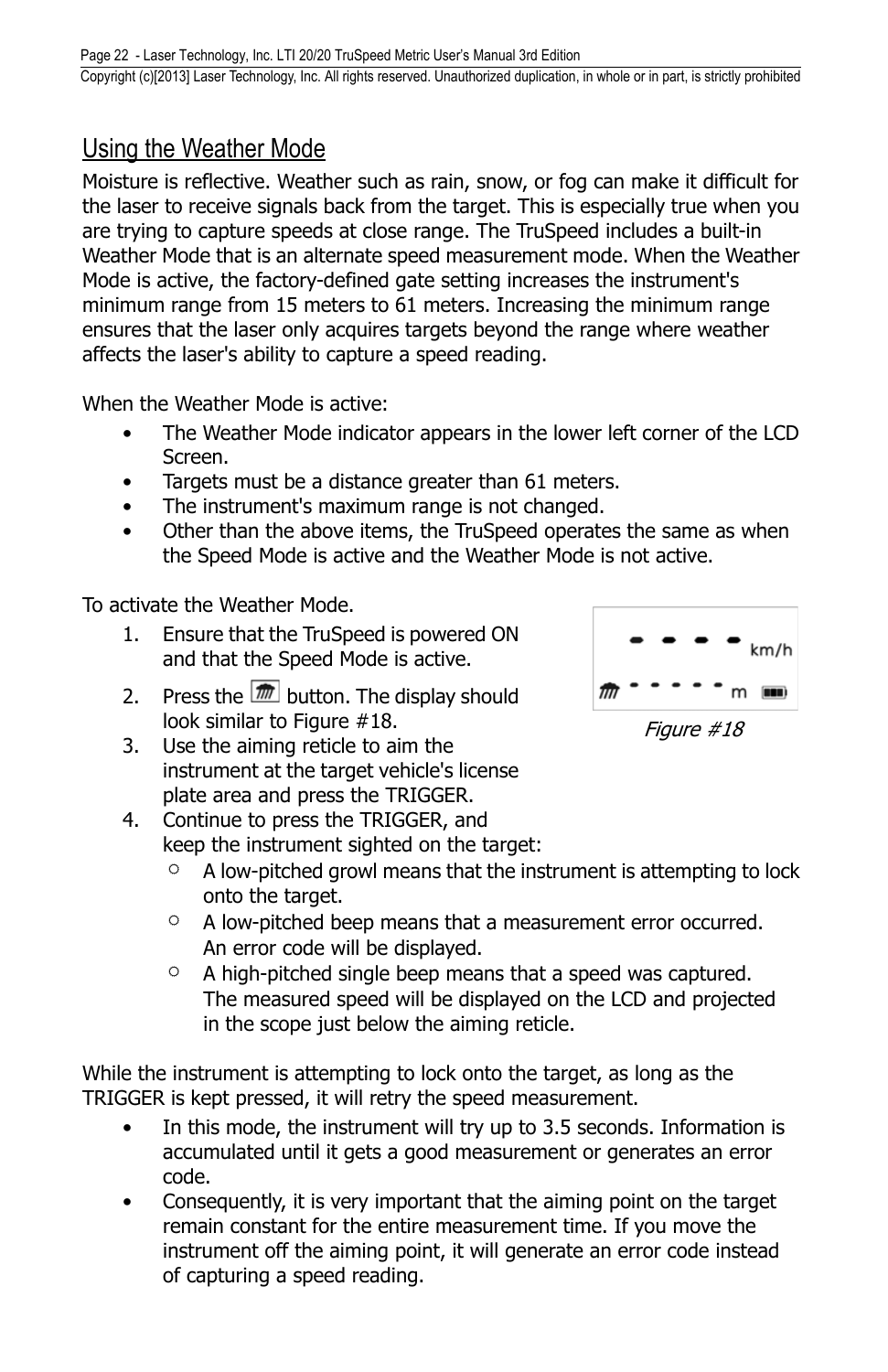## Using the Weather Mode

Moisture is reflective. Weather such as rain, snow, or fog can make it difficult for the laser to receive signals back from the target. This is especially true when you are trying to capture speeds at close range. The TruSpeed includes a built-in Weather Mode that is an alternate speed measurement mode. When the Weather Mode is active, the factory-defined gate setting increases the instrument's minimum range from 15 meters to 61 meters. Increasing the minimum range ensures that the laser only acquires targets beyond the range where weather affects the laser's ability to capture a speed reading.

When the Weather Mode is active:

- The Weather Mode indicator appears in the lower left corner of the LCD Screen.
- Targets must be a distance greater than 61 meters.
- The instrument's maximum range is not changed.
- Other than the above items, the TruSpeed operates the same as when the Speed Mode is active and the Weather Mode is not active.

To activate the Weather Mode.

1. Ensure that the TruSpeed is powered ON and that the Speed Mode is active.
2. Press the button. The display should look similar to Figure #18.
3. Use the aiming reticle to aim the instrument at the target vehicle's license plate area and press the TRIGGER.
4. Continue to press the TRIGGER, and keep the instrument sighted on the target:
   - A low-pitched growl means that the instrument is attempting to lock onto the target.
   - A low-pitched beep means that a measurement error occurred. An error code will be displayed.
   - A high-pitched single beep means that a speed was captured. The measured speed will be displayed on the LCD and projected in the scope just below the aiming reticle.

*Figure #18*

While the instrument is attempting to lock onto the target, as long as the TRIGGER is kept pressed, it will retry the speed measurement.

- In this mode, the instrument will try up to 3.5 seconds. Information is accumulated until it gets a good measurement or generates an error code.
- Consequently, it is very important that the aiming point on the target remain constant for the entire measurement time. If you move the instrument off the aiming point, it will generate an error code instead of capturing a speed reading.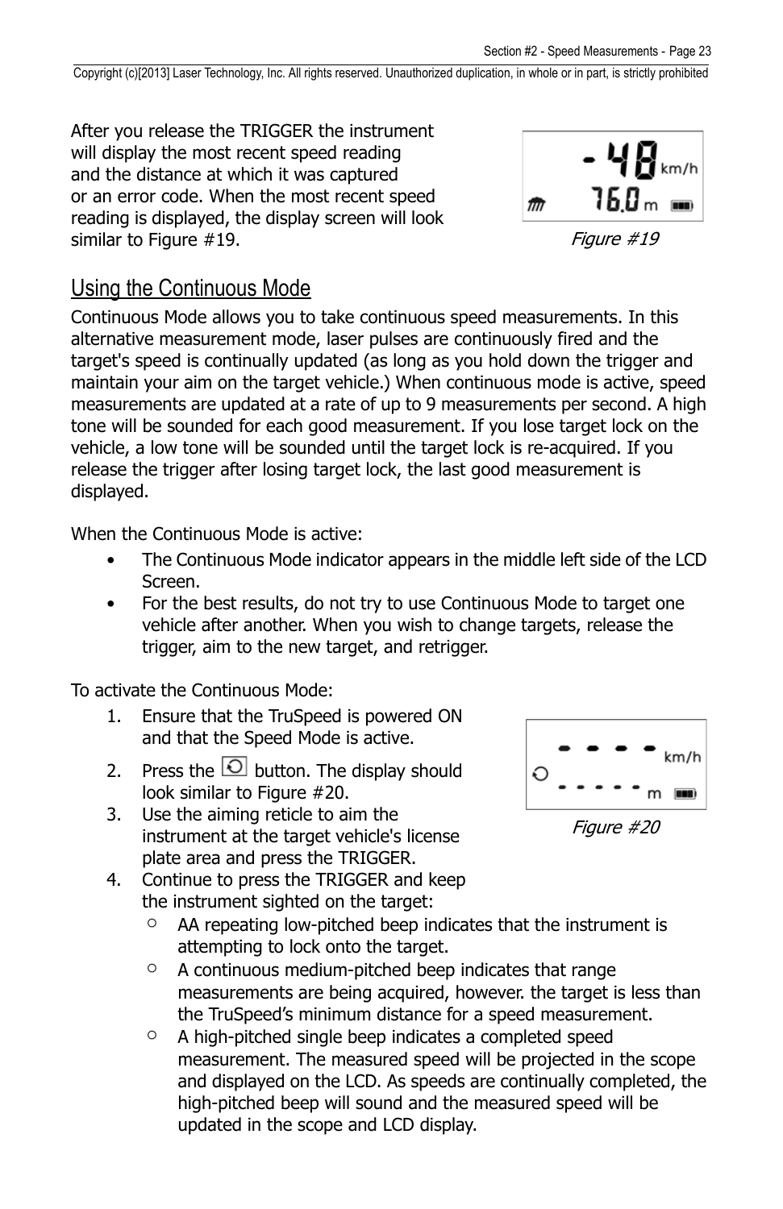After you release the TRIGGER the instrument will display the most recent speed reading and the distance at which it was captured or an error code. When the most recent speed reading is displayed, the display screen will look similar to Figure #19.

*Figure #19*

## Using the Continuous Mode

Continuous Mode allows you to take continuous speed measurements. In this alternative measurement mode, laser pulses are continuously fired and the target's speed is continually updated (as long as you hold down the trigger and maintain your aim on the target vehicle.) When continuous mode is active, speed measurements are updated at a rate of up to 9 measurements per second. A high tone will be sounded for each good measurement. If you lose target lock on the vehicle, a low tone will be sounded until the target lock is re-acquired. If you release the trigger after losing target lock, the last good measurement is displayed.

When the Continuous Mode is active:

- The Continuous Mode indicator appears in the middle left side of the LCD Screen.
- For the best results, do not try to use Continuous Mode to target one vehicle after another. When you wish to change targets, release the trigger, aim to the new target, and retrigger.

To activate the Continuous Mode:

1. Ensure that the TruSpeed is powered ON and that the Speed Mode is active.
2. Press the button. The display should look similar to Figure #20.
3. Use the aiming reticle to aim the instrument at the target vehicle's license plate area and press the TRIGGER.
4. Continue to press the TRIGGER and keep the instrument sighted on the target:
   - AA repeating low-pitched beep indicates that the instrument is attempting to lock onto the target.
   - A continuous medium-pitched beep indicates that range measurements are being acquired, however. the target is less than the TruSpeed's minimum distance for a speed measurement.
   - A high-pitched single beep indicates a completed speed measurement. The measured speed will be projected in the scope and displayed on the LCD. As speeds are continually completed, the high-pitched beep will sound and the measured speed will be updated in the scope and LCD display.

*Figure #20*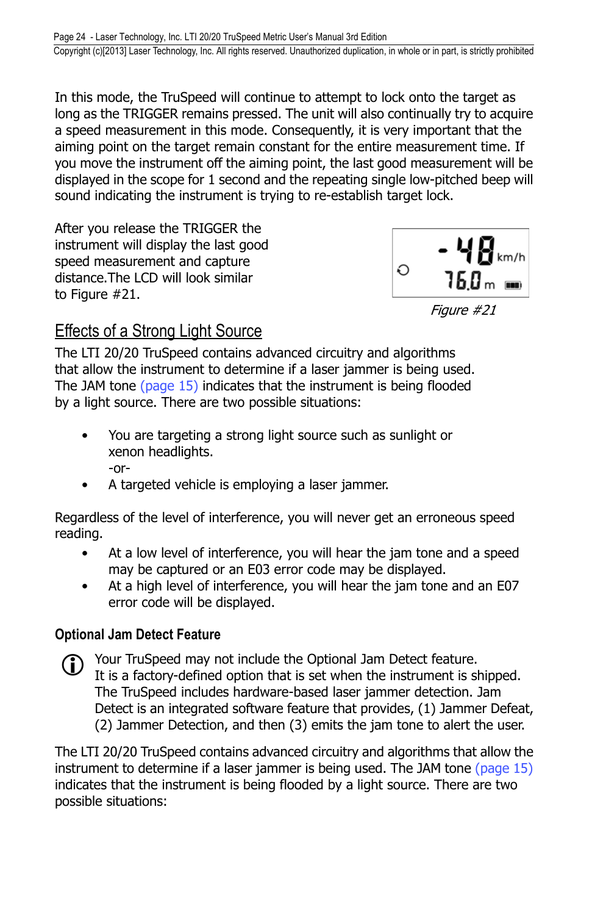In this mode, the TruSpeed will continue to attempt to lock onto the target as long as the TRIGGER remains pressed. The unit will also continually try to acquire a speed measurement in this mode. Consequently, it is very important that the aiming point on the target remain constant for the entire measurement time. If you move the instrument off the aiming point, the last good measurement will be displayed in the scope for 1 second and the repeating single low-pitched beep will sound indicating the instrument is trying to re-establish target lock.

After you release the TRIGGER the instrument will display the last good speed measurement and capture distance.The LCD will look similar to Figure #21.

-48 km/h
76.0 m

*Figure #21*

## Effects of a Strong Light Source

The LTI 20/20 TruSpeed contains advanced circuitry and algorithms that allow the instrument to determine if a laser jammer is being used. The JAM tone (page 15) indicates that the instrument is being flooded by a light source. There are two possible situations:

- You are targeting a strong light source such as sunlight or xenon headlights.
  -or-
- A targeted vehicle is employing a laser jammer.

Regardless of the level of interference, you will never get an erroneous speed reading.

- At a low level of interference, you will hear the jam tone and a speed may be captured or an E03 error code may be displayed.
- At a high level of interference, you will hear the jam tone and an E07 error code will be displayed.

### Optional Jam Detect Feature

Your TruSpeed may not include the Optional Jam Detect feature. It is a factory-defined option that is set when the instrument is shipped. The TruSpeed includes hardware-based laser jammer detection. Jam Detect is an integrated software feature that provides, (1) Jammer Defeat, (2) Jammer Detection, and then (3) emits the jam tone to alert the user.

The LTI 20/20 TruSpeed contains advanced circuitry and algorithms that allow the instrument to determine if a laser jammer is being used. The JAM tone (page 15) indicates that the instrument is being flooded by a light source. There are two possible situations: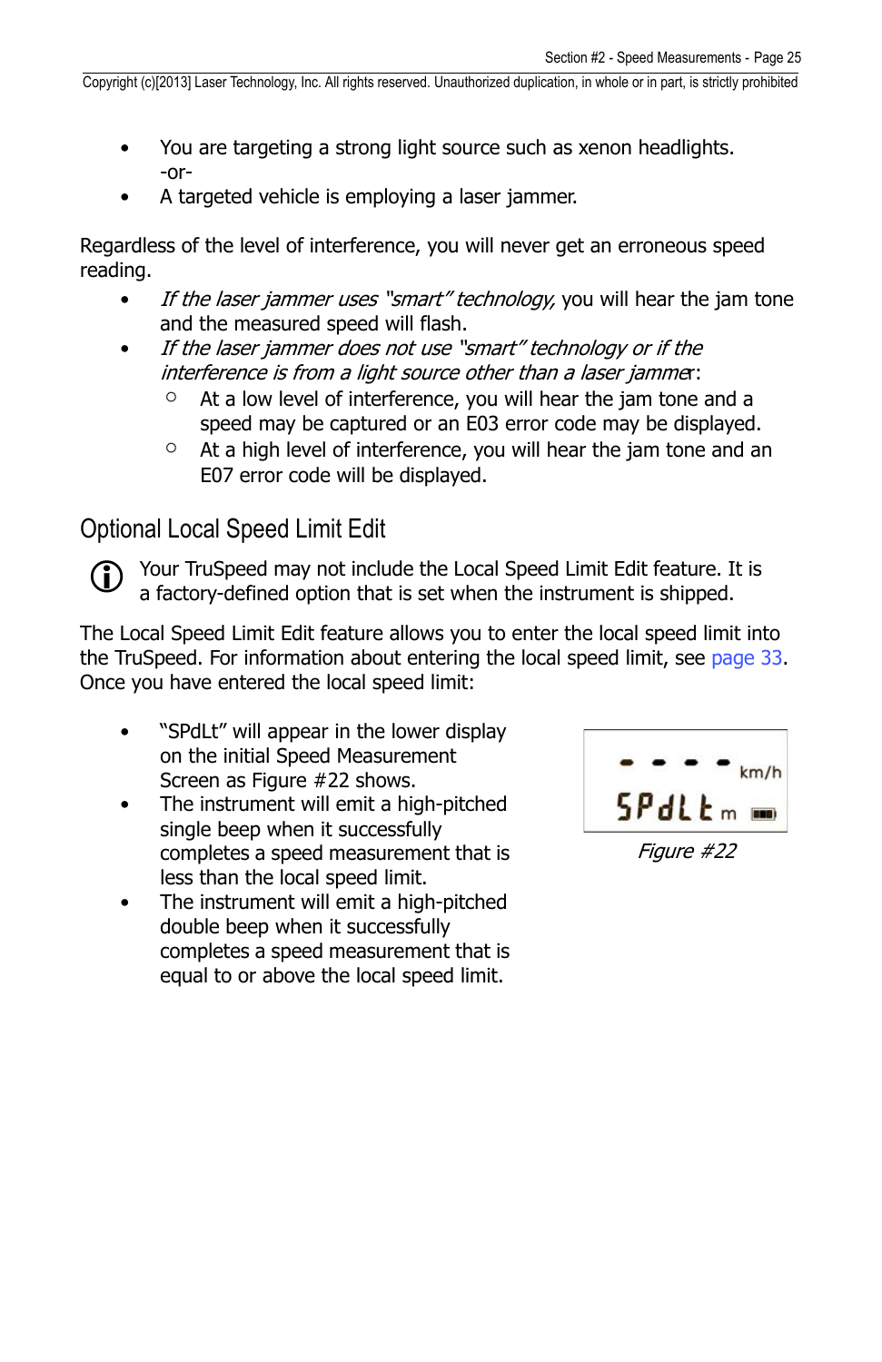- You are targeting a strong light source such as xenon headlights.
  -or-
- A targeted vehicle is employing a laser jammer.

Regardless of the level of interference, you will never get an erroneous speed reading.

- *If the laser jammer uses "smart" technology,* you will hear the jam tone and the measured speed will flash.
- *If the laser jammer does not use "smart" technology or if the interference is from a light source other than a laser jammer*:
  - At a low level of interference, you will hear the jam tone and a speed may be captured or an E03 error code may be displayed.
  - At a high level of interference, you will hear the jam tone and an E07 error code will be displayed.

## Optional Local Speed Limit Edit

Your TruSpeed may not include the Local Speed Limit Edit feature. It is a factory-defined option that is set when the instrument is shipped.

The Local Speed Limit Edit feature allows you to enter the local speed limit into the TruSpeed. For information about entering the local speed limit, see page 33. Once you have entered the local speed limit:

- "SPdLt" will appear in the lower display on the initial Speed Measurement Screen as Figure #22 shows.
- The instrument will emit a high-pitched single beep when it successfully completes a speed measurement that is less than the local speed limit.
- The instrument will emit a high-pitched double beep when it successfully completes a speed measurement that is equal to or above the local speed limit.

*Figure #22*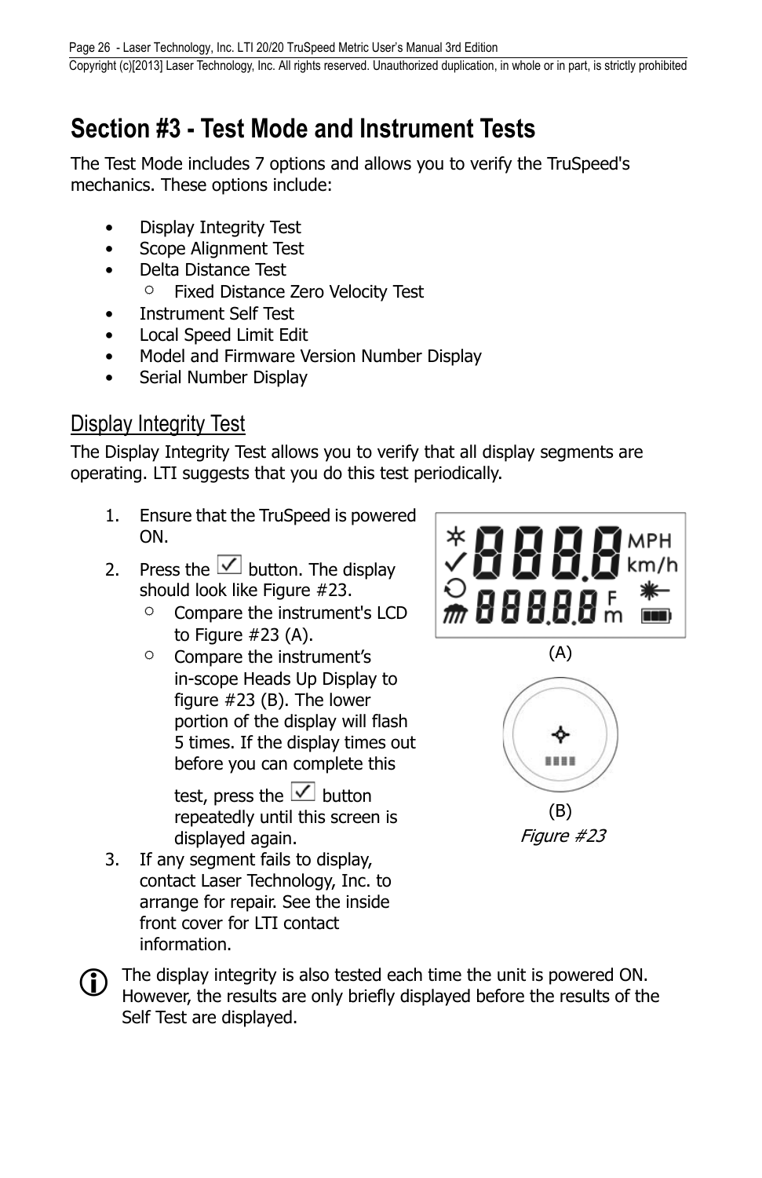# Section #3 - Test Mode and Instrument Tests

The Test Mode includes 7 options and allows you to verify the TruSpeed's mechanics. These options include:

- Display Integrity Test
- Scope Alignment Test
- Delta Distance Test
    - Fixed Distance Zero Velocity Test
- Instrument Self Test
- Local Speed Limit Edit
- Model and Firmware Version Number Display
- Serial Number Display

## Display Integrity Test

The Display Integrity Test allows you to verify that all display segments are operating. LTI suggests that you do this test periodically.

1. Ensure that the TruSpeed is powered ON.
2. Press the ☑ button. The display should look like Figure #23.
    - Compare the instrument's LCD to Figure #23 (A).
    - Compare the instrument's in-scope Heads Up Display to figure #23 (B). The lower portion of the display will flash 5 times. If the display times out before you can complete this test, press the ☑ button repeatedly until this screen is displayed again.
3. If any segment fails to display, contact Laser Technology, Inc. to arrange for repair. See the inside front cover for LTI contact information.

(A)

(B)

*Figure #23*

The display integrity is also tested each time the unit is powered ON. However, the results are only briefly displayed before the results of the Self Test are displayed.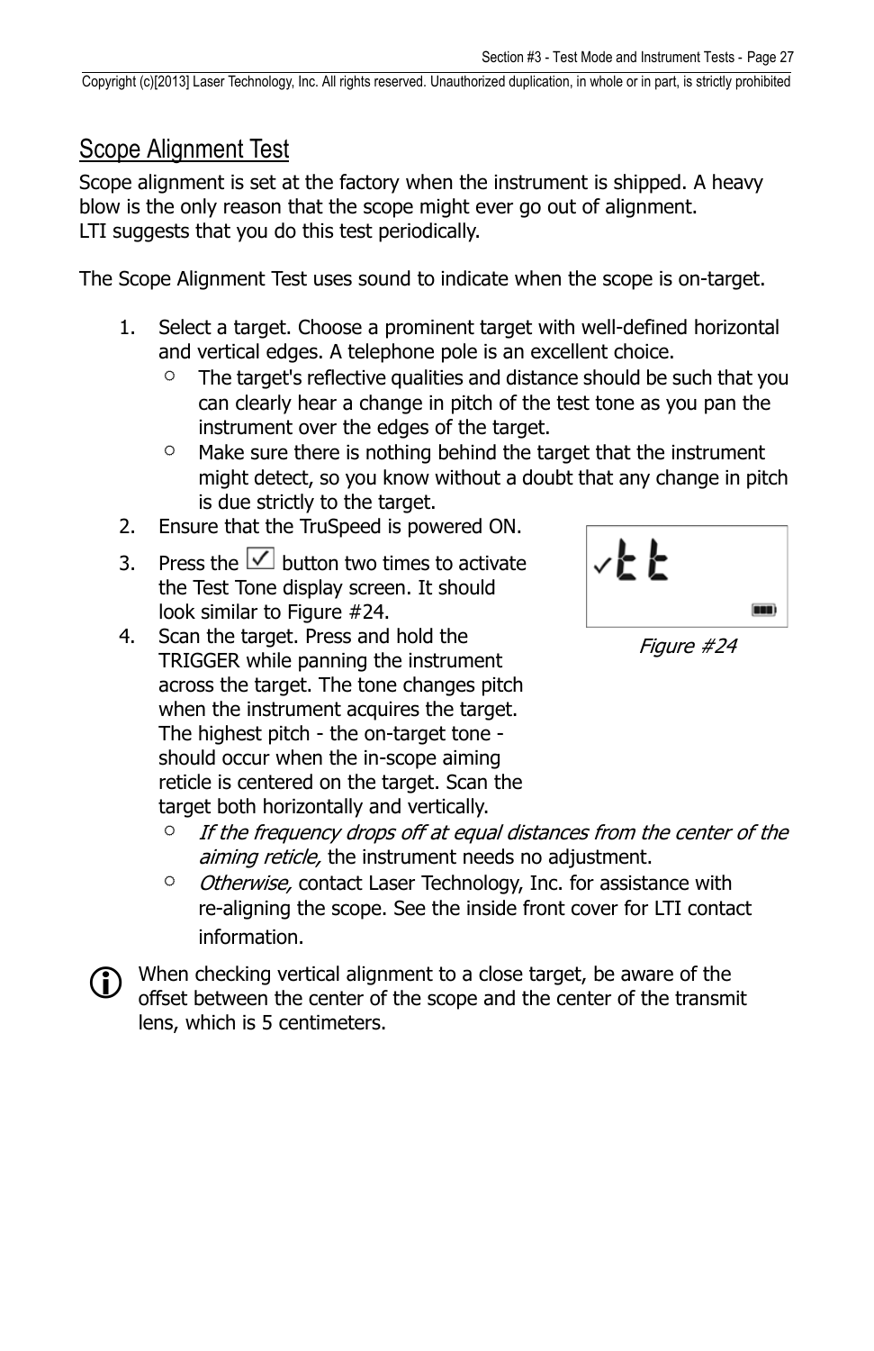## Scope Alignment Test

Scope alignment is set at the factory when the instrument is shipped. A heavy blow is the only reason that the scope might ever go out of alignment.
LTI suggests that you do this test periodically.

The Scope Alignment Test uses sound to indicate when the scope is on-target.

1. Select a target. Choose a prominent target with well-defined horizontal and vertical edges. A telephone pole is an excellent choice.
   - The target's reflective qualities and distance should be such that you can clearly hear a change in pitch of the test tone as you pan the instrument over the edges of the target.
   - Make sure there is nothing behind the target that the instrument might detect, so you know without a doubt that any change in pitch is due strictly to the target.
2. Ensure that the TruSpeed is powered ON.
3. Press the ☑ button two times to activate the Test Tone display screen. It should look similar to Figure #24.
4. Scan the target. Press and hold the TRIGGER while panning the instrument across the target. The tone changes pitch when the instrument acquires the target. The highest pitch - the on-target tone - should occur when the in-scope aiming reticle is centered on the target. Scan the target both horizontally and vertically.
   - *If the frequency drops off at equal distances from the center of the aiming reticle,* the instrument needs no adjustment.
   - *Otherwise,* contact Laser Technology, Inc. for assistance with re-aligning the scope. See the inside front cover for LTI contact information.

✓tt

*Figure #24*

ⓘ When checking vertical alignment to a close target, be aware of the offset between the center of the scope and the center of the transmit lens, which is 5 centimeters.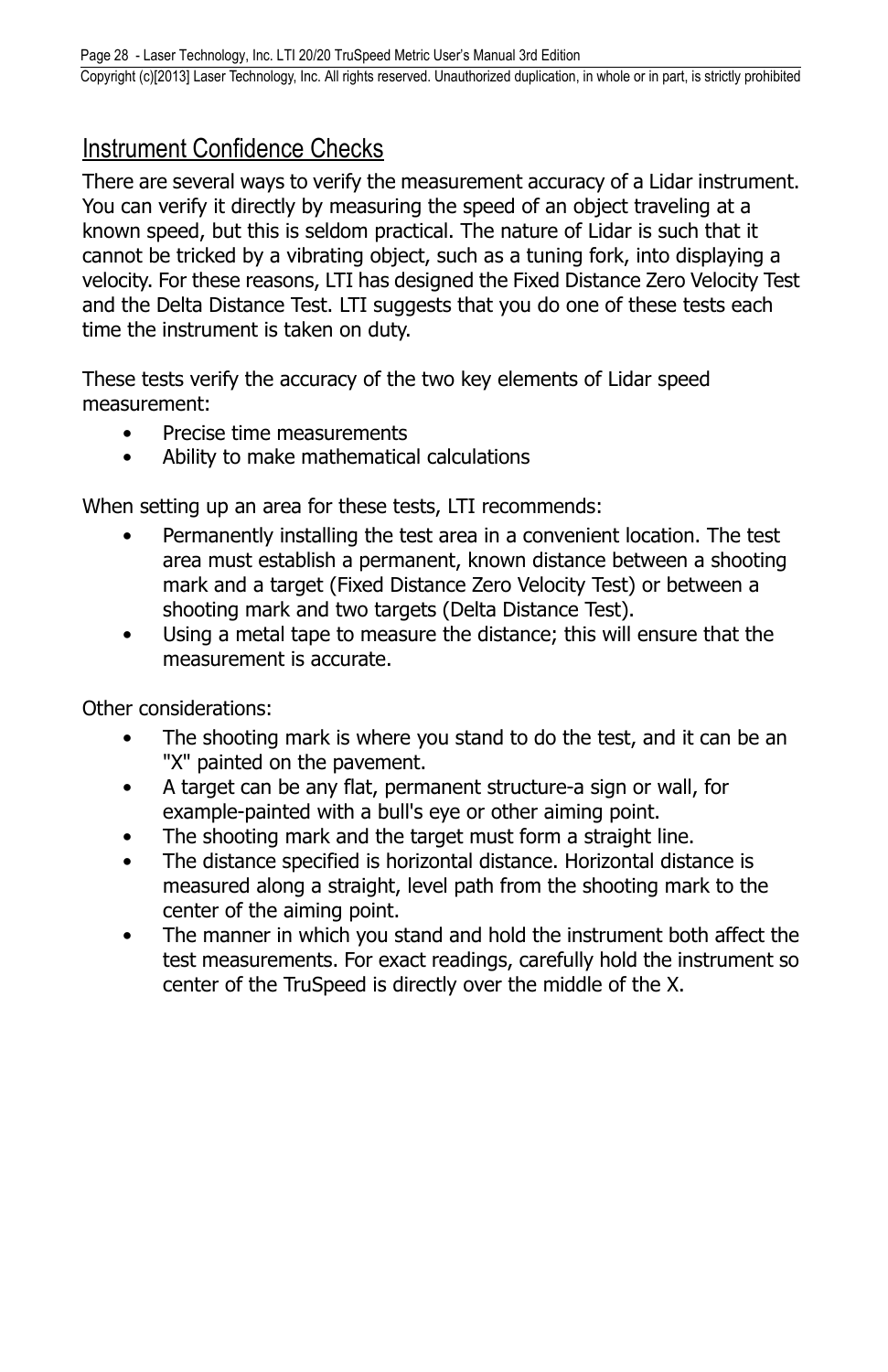## Instrument Confidence Checks

There are several ways to verify the measurement accuracy of a Lidar instrument. You can verify it directly by measuring the speed of an object traveling at a known speed, but this is seldom practical. The nature of Lidar is such that it cannot be tricked by a vibrating object, such as a tuning fork, into displaying a velocity. For these reasons, LTI has designed the Fixed Distance Zero Velocity Test and the Delta Distance Test. LTI suggests that you do one of these tests each time the instrument is taken on duty.

These tests verify the accuracy of the two key elements of Lidar speed measurement:

- Precise time measurements
- Ability to make mathematical calculations

When setting up an area for these tests, LTI recommends:

- Permanently installing the test area in a convenient location. The test area must establish a permanent, known distance between a shooting mark and a target (Fixed Distance Zero Velocity Test) or between a shooting mark and two targets (Delta Distance Test).
- Using a metal tape to measure the distance; this will ensure that the measurement is accurate.

Other considerations:

- The shooting mark is where you stand to do the test, and it can be an "X" painted on the pavement.
- A target can be any flat, permanent structure-a sign or wall, for example-painted with a bull's eye or other aiming point.
- The shooting mark and the target must form a straight line.
- The distance specified is horizontal distance. Horizontal distance is measured along a straight, level path from the shooting mark to the center of the aiming point.
- The manner in which you stand and hold the instrument both affect the test measurements. For exact readings, carefully hold the instrument so center of the TruSpeed is directly over the middle of the X.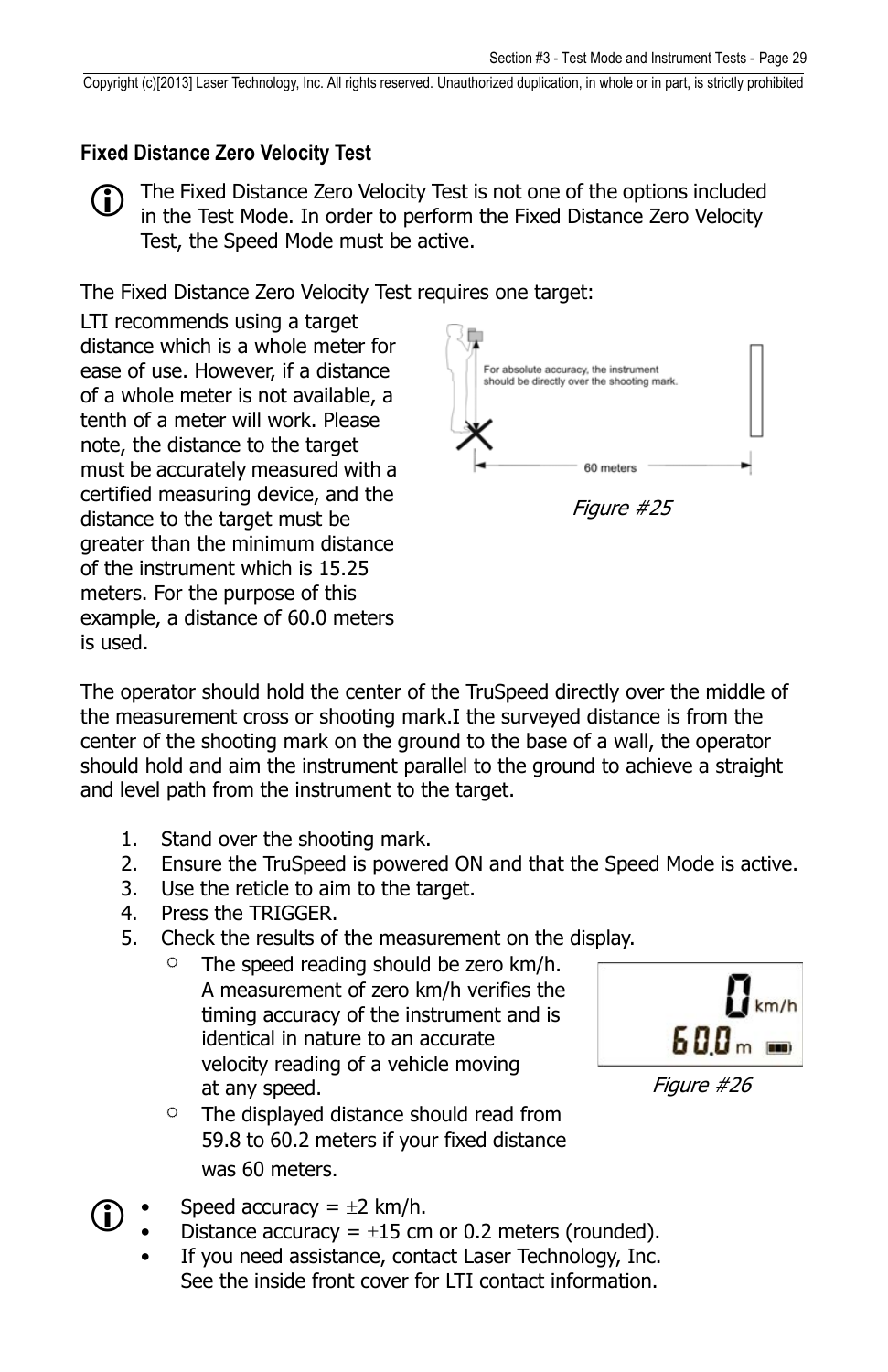## Fixed Distance Zero Velocity Test

The Fixed Distance Zero Velocity Test is not one of the options included in the Test Mode. In order to perform the Fixed Distance Zero Velocity Test, the Speed Mode must be active.

The Fixed Distance Zero Velocity Test requires one target:

LTI recommends using a target distance which is a whole meter for ease of use. However, if a distance of a whole meter is not available, a tenth of a meter will work. Please note, the distance to the target must be accurately measured with a certified measuring device, and the distance to the target must be greater than the minimum distance of the instrument which is 15.25 meters. For the purpose of this example, a distance of 60.0 meters is used.

*Figure #25*

The operator should hold the center of the TruSpeed directly over the middle of the measurement cross or shooting mark.I the surveyed distance is from the center of the shooting mark on the ground to the base of a wall, the operator should hold and aim the instrument parallel to the ground to achieve a straight and level path from the instrument to the target.

1. Stand over the shooting mark.
2. Ensure the TruSpeed is powered ON and that the Speed Mode is active.
3. Use the reticle to aim to the target.
4. Press the TRIGGER.
5. Check the results of the measurement on the display.
   - The speed reading should be zero km/h. A measurement of zero km/h verifies the timing accuracy of the instrument and is identical in nature to an accurate velocity reading of a vehicle moving at any speed.
   - The displayed distance should read from 59.8 to 60.2 meters if your fixed distance was 60 meters.

*Figure #26*

- Speed accuracy = ±2 km/h.
- Distance accuracy = ±15 cm or 0.2 meters (rounded).
- If you need assistance, contact Laser Technology, Inc. See the inside front cover for LTI contact information.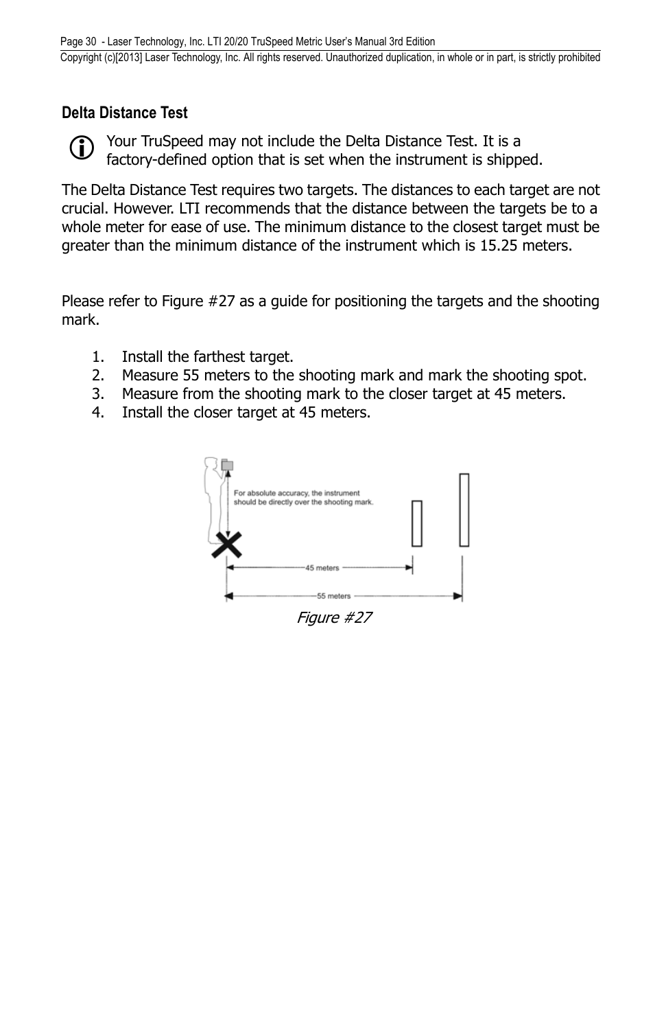## Delta Distance Test

Your TruSpeed may not include the Delta Distance Test. It is a factory-defined option that is set when the instrument is shipped.

The Delta Distance Test requires two targets. The distances to each target are not crucial. However. LTI recommends that the distance between the targets be to a whole meter for ease of use. The minimum distance to the closest target must be greater than the minimum distance of the instrument which is 15.25 meters.

Please refer to Figure #27 as a guide for positioning the targets and the shooting mark.

1. Install the farthest target.
2. Measure 55 meters to the shooting mark and mark the shooting spot.
3. Measure from the shooting mark to the closer target at 45 meters.
4. Install the closer target at 45 meters.

For absolute accuracy, the instrument should be directly over the shooting mark.

45 meters

55 meters

*Figure #27*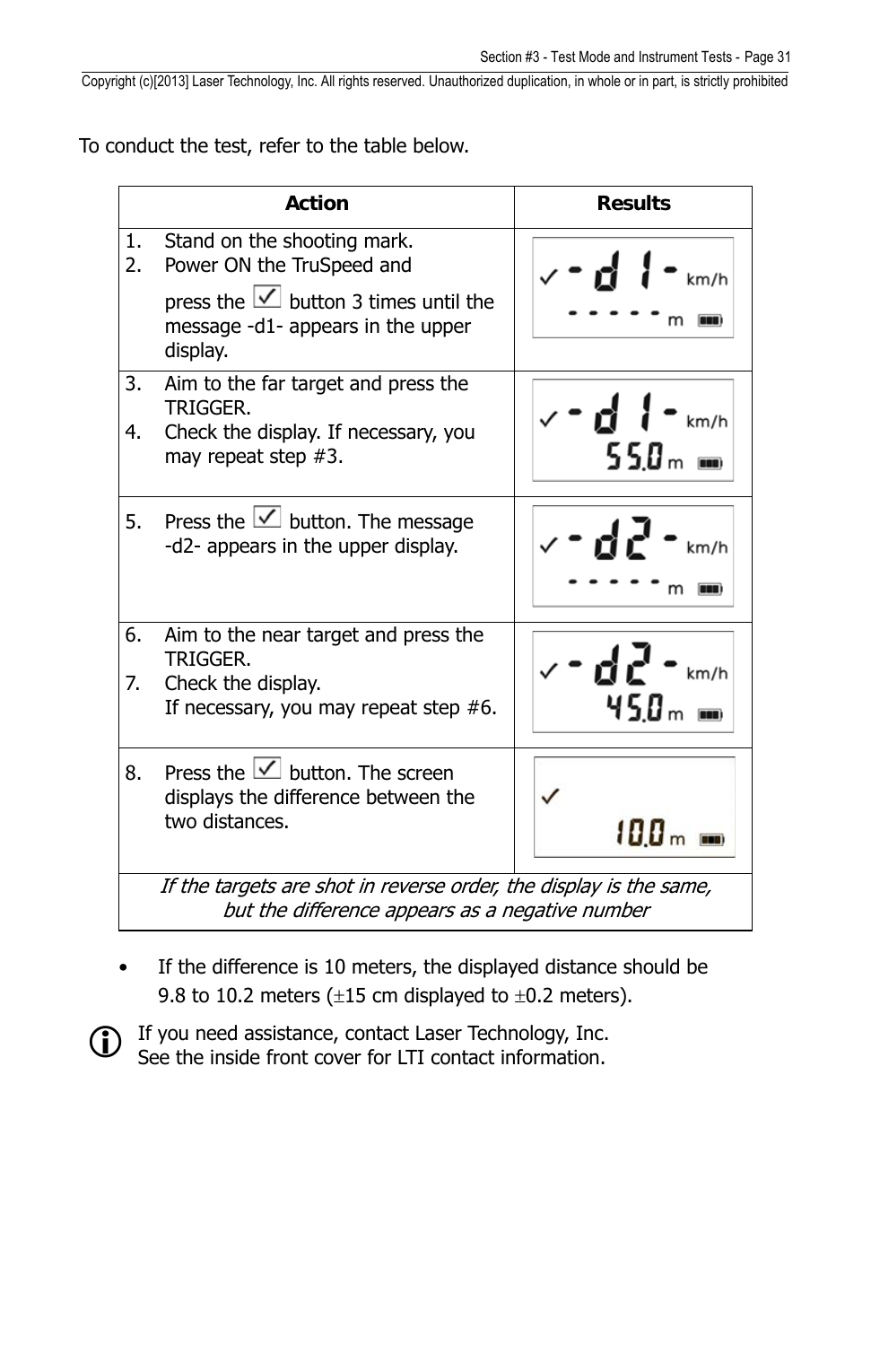To conduct the test, refer to the table below.

| Action | Results |
| --- | --- |
| 1. Stand on the shooting mark.<br>2. Power ON the TruSpeed and press the ☑ button 3 times until the message -d1- appears in the upper display. | ✓ -d1- km/h<br>- - - - - m |
| 3. Aim to the far target and press the TRIGGER.<br>4. Check the display. If necessary, you may repeat step #3. | ✓ -d1- km/h<br>55.0 m |
| 5. Press the ☑ button. The message -d2- appears in the upper display. | ✓ -d2- km/h<br>- - - - - m |
| 6. Aim to the near target and press the TRIGGER.<br>7. Check the display.<br>If necessary, you may repeat step #6. | ✓ -d2- km/h<br>45.0 m |
| 8. Press the ☑ button. The screen displays the difference between the two distances. | ✓<br>10.0 m |
| *If the targets are shot in reverse order, the display is the same, but the difference appears as a negative number* | |

- If the difference is 10 meters, the displayed distance should be 9.8 to 10.2 meters (±15 cm displayed to ±0.2 meters).

If you need assistance, contact Laser Technology, Inc.
See the inside front cover for LTI contact information.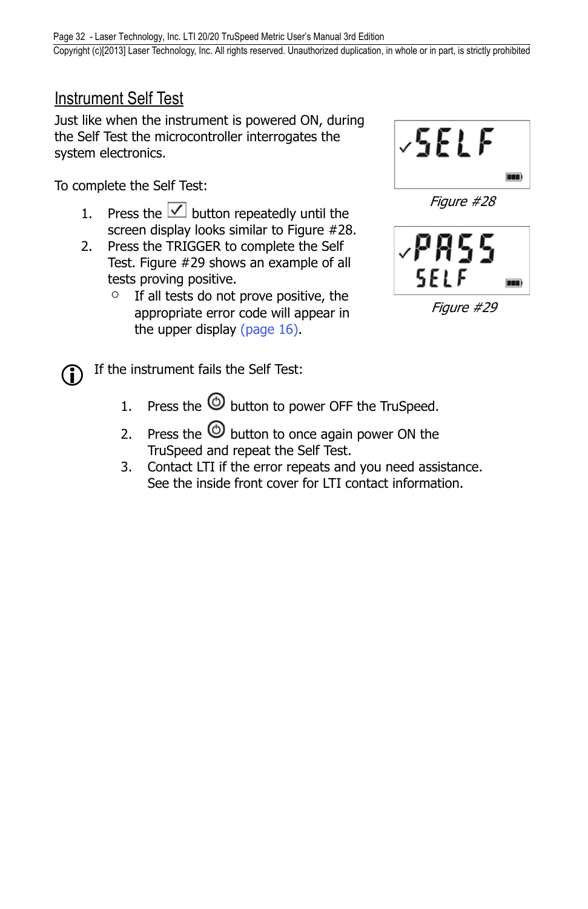## Instrument Self Test

Just like when the instrument is powered ON, during the Self Test the microcontroller interrogates the system electronics.

To complete the Self Test:

1. Press the ☑ button repeatedly until the screen display looks similar to Figure #28.
2. Press the TRIGGER to complete the Self Test. Figure #29 shows an example of all tests proving positive.
   - If all tests do not prove positive, the appropriate error code will appear in the upper display (page 16).

*Figure #28*

*Figure #29*

ⓘ If the instrument fails the Self Test:

1. Press the ⏻ button to power OFF the TruSpeed.
2. Press the ⏻ button to once again power ON the TruSpeed and repeat the Self Test.
3. Contact LTI if the error repeats and you need assistance. See the inside front cover for LTI contact information.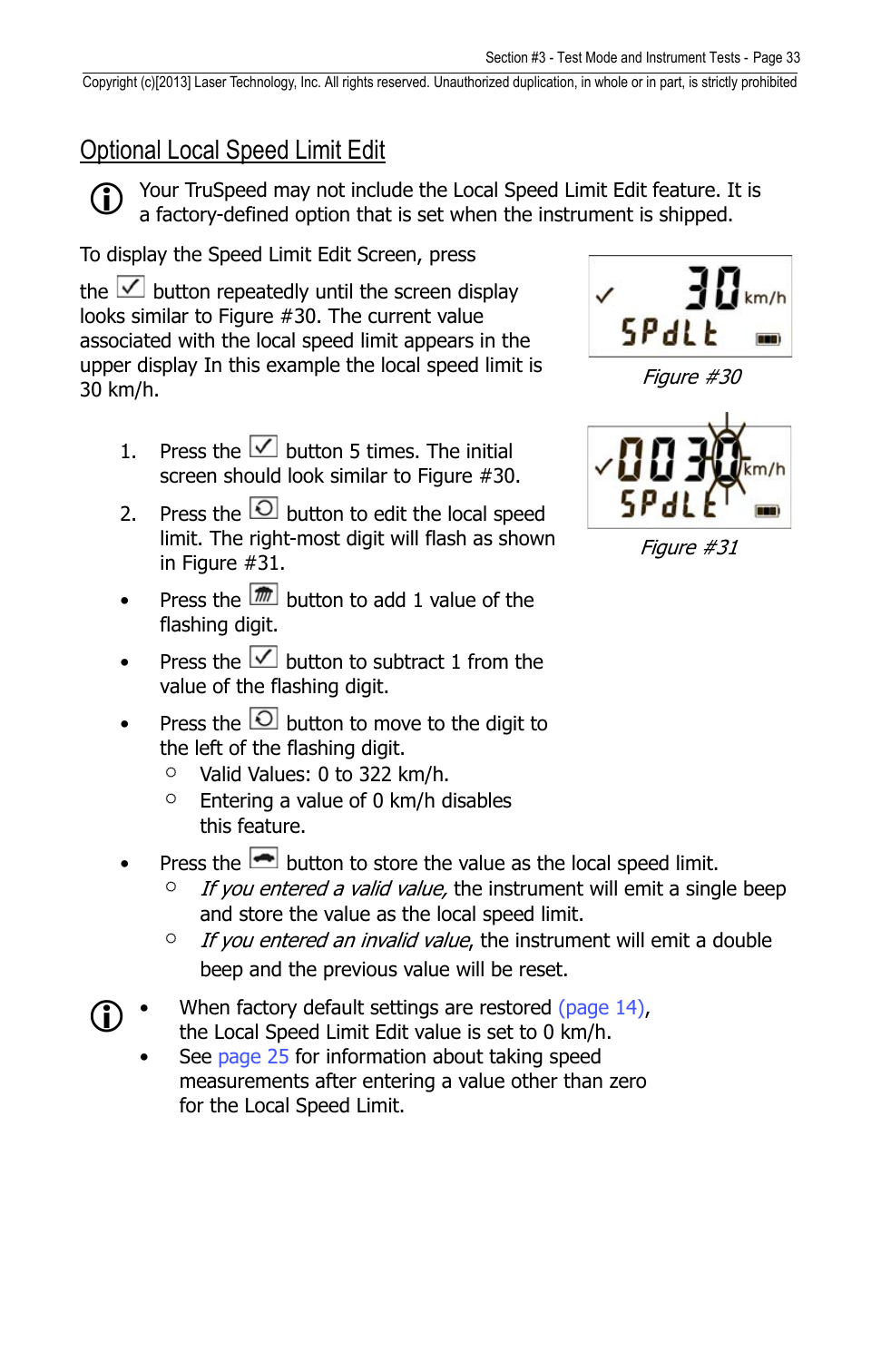## Optional Local Speed Limit Edit

Your TruSpeed may not include the Local Speed Limit Edit feature. It is a factory-defined option that is set when the instrument is shipped.

To display the Speed Limit Edit Screen, press the ☑ button repeatedly until the screen display looks similar to Figure #30. The current value associated with the local speed limit appears in the upper display In this example the local speed limit is 30 km/h.

*Figure #30*

*Figure #31*

1. Press the ☑ button 5 times. The initial screen should look similar to Figure #30.
2. Press the button to edit the local speed limit. The right-most digit will flash as shown in Figure #31.

- Press the button to add 1 value of the flashing digit.
- Press the ☑ button to subtract 1 from the value of the flashing digit.
- Press the button to move to the digit to the left of the flashing digit.
  - Valid Values: 0 to 322 km/h.
  - Entering a value of 0 km/h disables this feature.
- Press the button to store the value as the local speed limit.
  - *If you entered a valid value,* the instrument will emit a single beep and store the value as the local speed limit.
  - *If you entered an invalid value*, the instrument will emit a double beep and the previous value will be reset.

- When factory default settings are restored (page 14), the Local Speed Limit Edit value is set to 0 km/h.
- See page 25 for information about taking speed measurements after entering a value other than zero for the Local Speed Limit.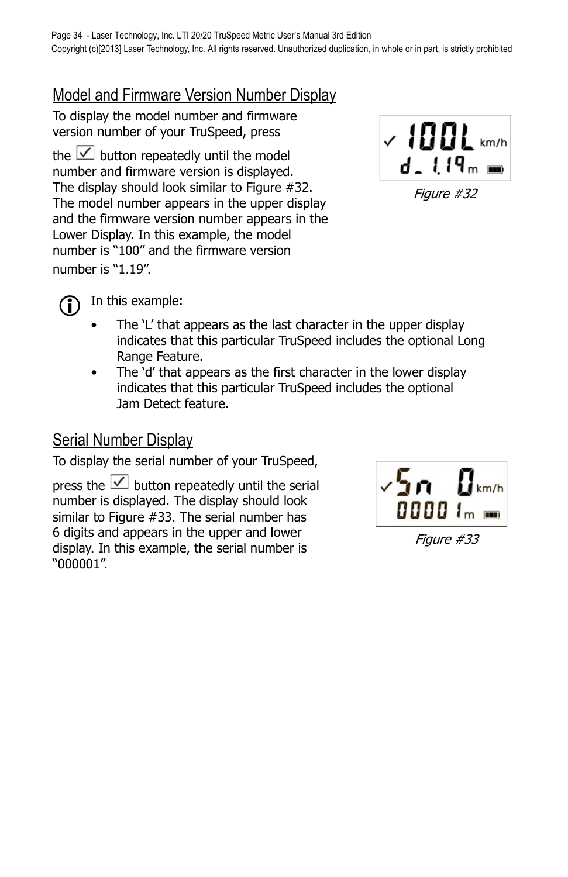## Model and Firmware Version Number Display

To display the model number and firmware version number of your TruSpeed, press the ☑ button repeatedly until the model number and firmware version is displayed. The display should look similar to Figure #32. The model number appears in the upper display and the firmware version number appears in the Lower Display. In this example, the model number is "100" and the firmware version number is "1.19".

*Figure #32*

In this example:

- The 'L' that appears as the last character in the upper display indicates that this particular TruSpeed includes the optional Long Range Feature.
- The 'd' that appears as the first character in the lower display indicates that this particular TruSpeed includes the optional Jam Detect feature.

## Serial Number Display

To display the serial number of your TruSpeed, press the ☑ button repeatedly until the serial number is displayed. The display should look similar to Figure #33. The serial number has 6 digits and appears in the upper and lower display. In this example, the serial number is "000001".

*Figure #33*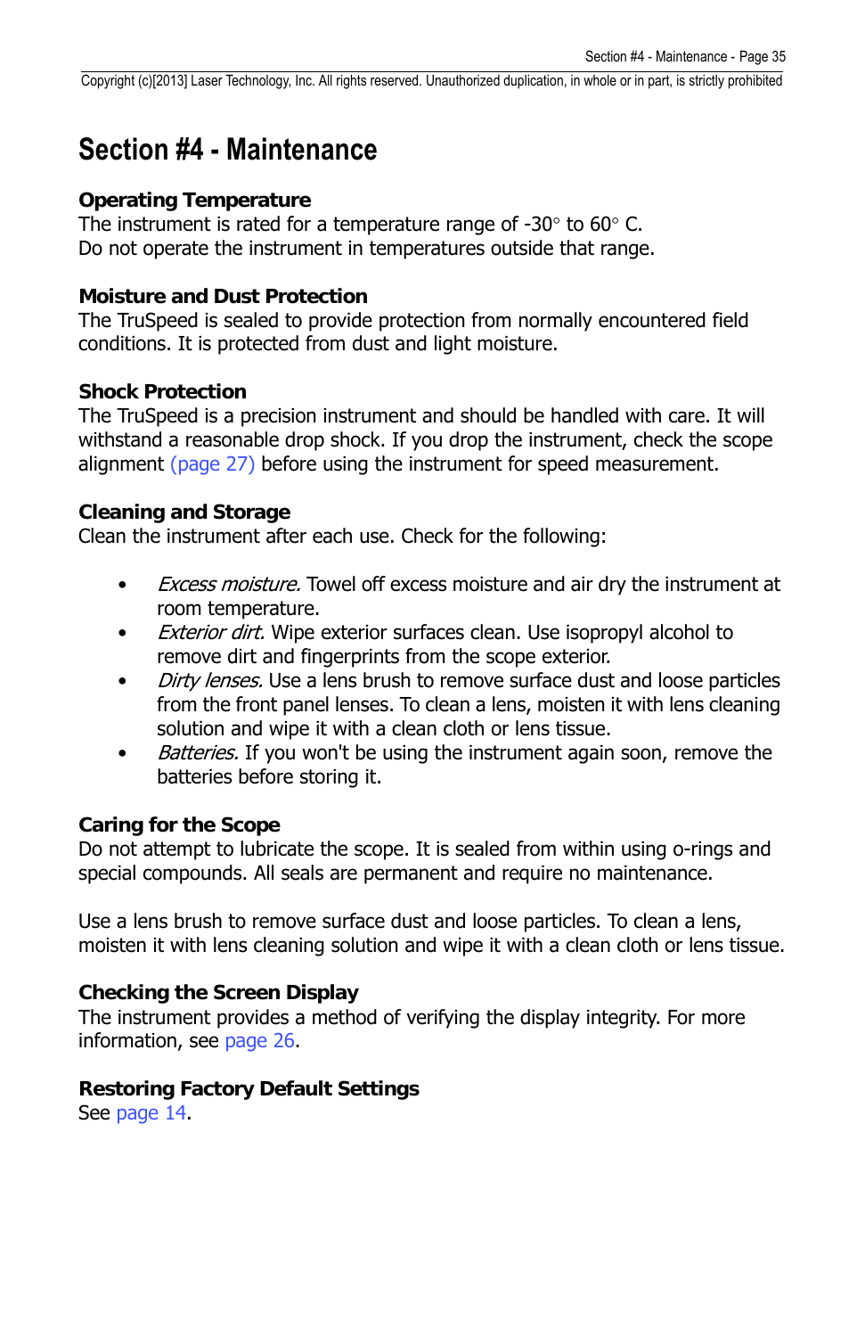# Section #4 - Maintenance

### Operating Temperature

The instrument is rated for a temperature range of -30° to 60° C.
Do not operate the instrument in temperatures outside that range.

### Moisture and Dust Protection

The TruSpeed is sealed to provide protection from normally encountered field conditions. It is protected from dust and light moisture.

### Shock Protection

The TruSpeed is a precision instrument and should be handled with care. It will withstand a reasonable drop shock. If you drop the instrument, check the scope alignment (page 27) before using the instrument for speed measurement.

### Cleaning and Storage

Clean the instrument after each use. Check for the following:

- *Excess moisture.* Towel off excess moisture and air dry the instrument at room temperature.
- *Exterior dirt.* Wipe exterior surfaces clean. Use isopropyl alcohol to remove dirt and fingerprints from the scope exterior.
- *Dirty lenses.* Use a lens brush to remove surface dust and loose particles from the front panel lenses. To clean a lens, moisten it with lens cleaning solution and wipe it with a clean cloth or lens tissue.
- *Batteries.* If you won't be using the instrument again soon, remove the batteries before storing it.

### Caring for the Scope

Do not attempt to lubricate the scope. It is sealed from within using o-rings and special compounds. All seals are permanent and require no maintenance.

Use a lens brush to remove surface dust and loose particles. To clean a lens, moisten it with lens cleaning solution and wipe it with a clean cloth or lens tissue.

### Checking the Screen Display

The instrument provides a method of verifying the display integrity. For more information, see page 26.

### Restoring Factory Default Settings

See page 14.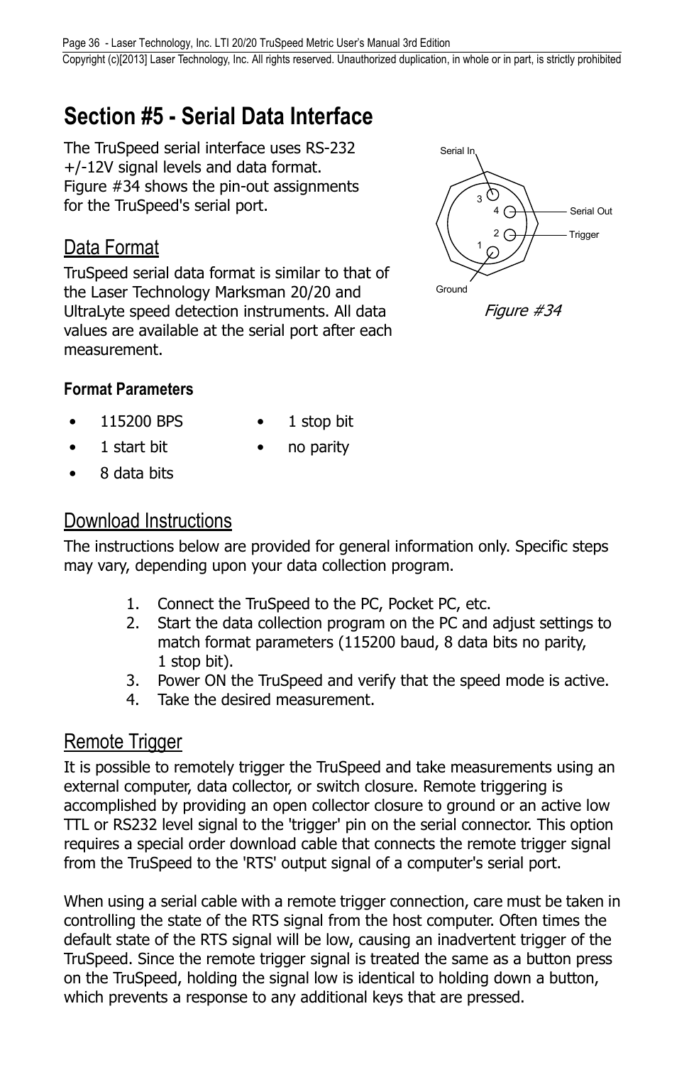# Section #5 - Serial Data Interface

The TruSpeed serial interface uses RS-232 +/-12V signal levels and data format. Figure #34 shows the pin-out assignments for the TruSpeed's serial port.

Serial In

3

4 Serial Out

2 Trigger

1

Ground

*Figure #34*

## Data Format

TruSpeed serial data format is similar to that of the Laser Technology Marksman 20/20 and UltraLyte speed detection instruments. All data values are available at the serial port after each measurement.

### Format Parameters

- 115200 BPS
- 1 start bit
- 8 data bits
- 1 stop bit
- no parity

## Download Instructions

The instructions below are provided for general information only. Specific steps may vary, depending upon your data collection program.

1. Connect the TruSpeed to the PC, Pocket PC, etc.
2. Start the data collection program on the PC and adjust settings to match format parameters (115200 baud, 8 data bits no parity, 1 stop bit).
3. Power ON the TruSpeed and verify that the speed mode is active.
4. Take the desired measurement.

## Remote Trigger

It is possible to remotely trigger the TruSpeed and take measurements using an external computer, data collector, or switch closure. Remote triggering is accomplished by providing an open collector closure to ground or an active low TTL or RS232 level signal to the 'trigger' pin on the serial connector. This option requires a special order download cable that connects the remote trigger signal from the TruSpeed to the 'RTS' output signal of a computer's serial port.

When using a serial cable with a remote trigger connection, care must be taken in controlling the state of the RTS signal from the host computer. Often times the default state of the RTS signal will be low, causing an inadvertent trigger of the TruSpeed. Since the remote trigger signal is treated the same as a button press on the TruSpeed, holding the signal low is identical to holding down a button, which prevents a response to any additional keys that are pressed.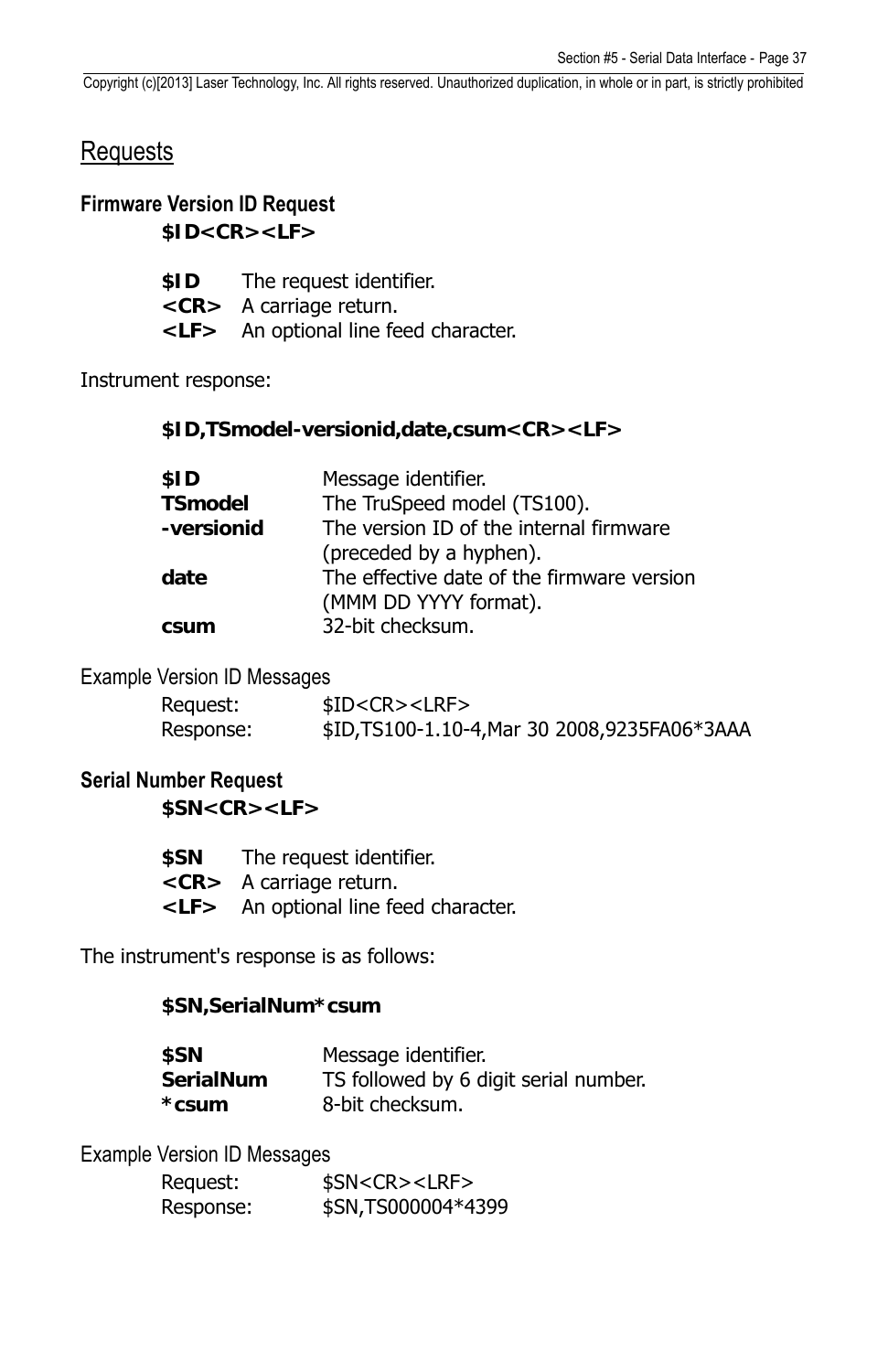## Requests

### Firmware Version ID Request

**$ID<CR><LF>**

**$ID** The request identifier.
**<CR>** A carriage return.
**<LF>** An optional line feed character.

Instrument response:

**$ID,TSmodel-versionid,date,csum<CR><LF>**

| | |
|---|---|
| **$ID** | Message identifier. |
| **TSmodel** | The TruSpeed model (TS100). |
| **-versionid** | The version ID of the internal firmware (preceded by a hyphen). |
| **date** | The effective date of the firmware version (MMM DD YYYY format). |
| **csum** | 32-bit checksum. |

Example Version ID Messages

Request: $ID<CR><LRF>
Response: $ID,TS100-1.10-4,Mar 30 2008,9235FA06*3AAA

### Serial Number Request

**$SN<CR><LF>**

**$SN** The request identifier.
**<CR>** A carriage return.
**<LF>** An optional line feed character.

The instrument's response is as follows:

**$SN,SerialNum*csum**

| | |
|---|---|
| **$SN** | Message identifier. |
| **SerialNum** | TS followed by 6 digit serial number. |
| ***csum** | 8-bit checksum. |

Example Version ID Messages

Request: $SN<CR><LRF>
Response: $SN,TS000004*4399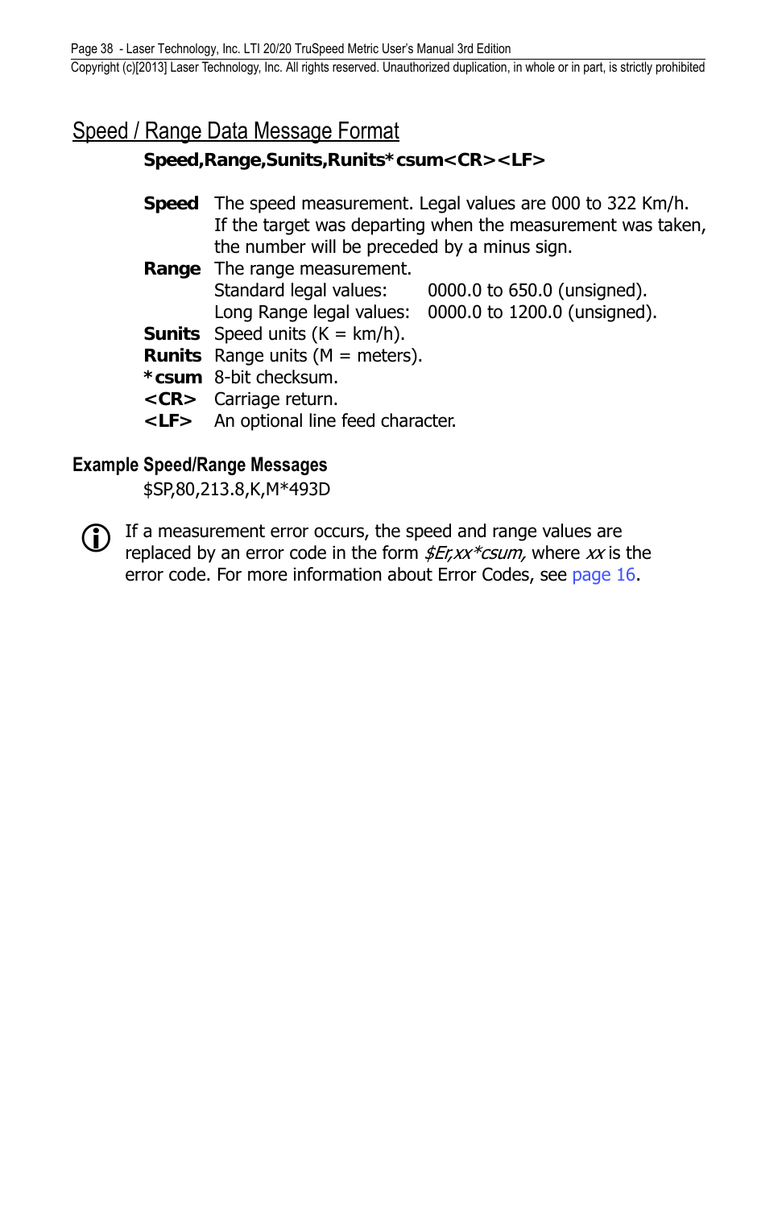## Speed / Range Data Message Format

**Speed,Range,Sunits,Runits*csum<CR><LF>**

**Speed** The speed measurement. Legal values are 000 to 322 Km/h. If the target was departing when the measurement was taken, the number will be preceded by a minus sign.

**Range** The range measurement.
Standard legal values: 0000.0 to 650.0 (unsigned).
Long Range legal values: 0000.0 to 1200.0 (unsigned).

**Sunits** Speed units (K = km/h).

**Runits** Range units (M = meters).

***csum** 8-bit checksum.

**<CR>** Carriage return.

**<LF>** An optional line feed character.

### Example Speed/Range Messages

$SP,80,213.8,K,M*493D

If a measurement error occurs, the speed and range values are replaced by an error code in the form *$Er,xx*csum,* where *xx* is the error code. For more information about Error Codes, see page 16.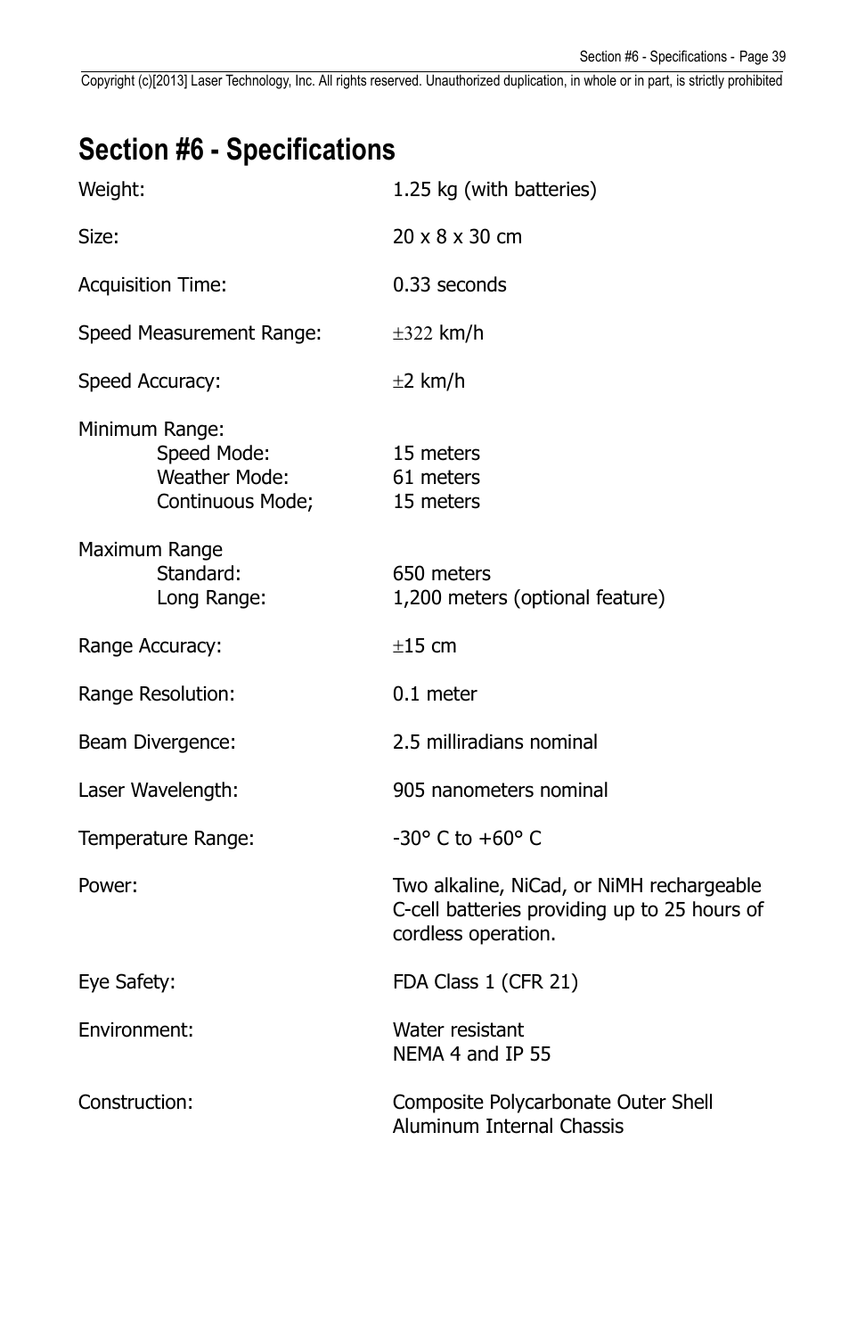# Section #6 - Specifications

| | |
|---|---|
| Weight: | 1.25 kg (with batteries) |
| Size: | 20 x 8 x 30 cm |
| Acquisition Time: | 0.33 seconds |
| Speed Measurement Range: | ±322 km/h |
| Speed Accuracy: | ±2 km/h |
| Minimum Range: | |
| Speed Mode: | 15 meters |
| Weather Mode: | 61 meters |
| Continuous Mode; | 15 meters |
| Maximum Range | |
| Standard: | 650 meters |
| Long Range: | 1,200 meters (optional feature) |
| Range Accuracy: | ±15 cm |
| Range Resolution: | 0.1 meter |
| Beam Divergence: | 2.5 milliradians nominal |
| Laser Wavelength: | 905 nanometers nominal |
| Temperature Range: | -30° C to +60° C |
| Power: | Two alkaline, NiCad, or NiMH rechargeable C-cell batteries providing up to 25 hours of cordless operation. |
| Eye Safety: | FDA Class 1 (CFR 21) |
| Environment: | Water resistant<br>NEMA 4 and IP 55 |
| Construction: | Composite Polycarbonate Outer Shell<br>Aluminum Internal Chassis |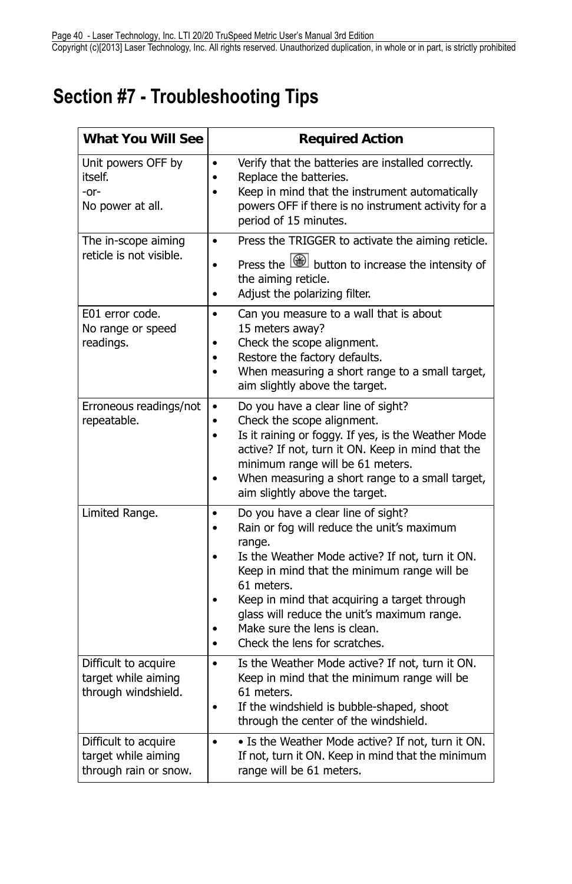# Section #7 - Troubleshooting Tips

| What You Will See | Required Action |
|---|---|
| Unit powers OFF by itself.<br>-or-<br>No power at all. | • Verify that the batteries are installed correctly.<br>• Replace the batteries.<br>• Keep in mind that the instrument automatically powers OFF if there is no instrument activity for a period of 15 minutes. |
| The in-scope aiming reticle is not visible. | • Press the TRIGGER to activate the aiming reticle.<br>• Press the button to increase the intensity of the aiming reticle.<br>• Adjust the polarizing filter. |
| E01 error code.<br>No range or speed readings. | • Can you measure to a wall that is about 15 meters away?<br>• Check the scope alignment.<br>• Restore the factory defaults.<br>• When measuring a short range to a small target, aim slightly above the target. |
| Erroneous readings/not repeatable. | • Do you have a clear line of sight?<br>• Check the scope alignment.<br>• Is it raining or foggy. If yes, is the Weather Mode active? If not, turn it ON. Keep in mind that the minimum range will be 61 meters.<br>• When measuring a short range to a small target, aim slightly above the target. |
| Limited Range. | • Do you have a clear line of sight?<br>• Rain or fog will reduce the unit's maximum range.<br>• Is the Weather Mode active? If not, turn it ON. Keep in mind that the minimum range will be 61 meters.<br>• Keep in mind that acquiring a target through glass will reduce the unit's maximum range.<br>• Make sure the lens is clean.<br>• Check the lens for scratches. |
| Difficult to acquire target while aiming through windshield. | • Is the Weather Mode active? If not, turn it ON. Keep in mind that the minimum range will be 61 meters.<br>• If the windshield is bubble-shaped, shoot through the center of the windshield. |
| Difficult to acquire target while aiming through rain or snow. | • • Is the Weather Mode active? If not, turn it ON. If not, turn it ON. Keep in mind that the minimum range will be 61 meters. |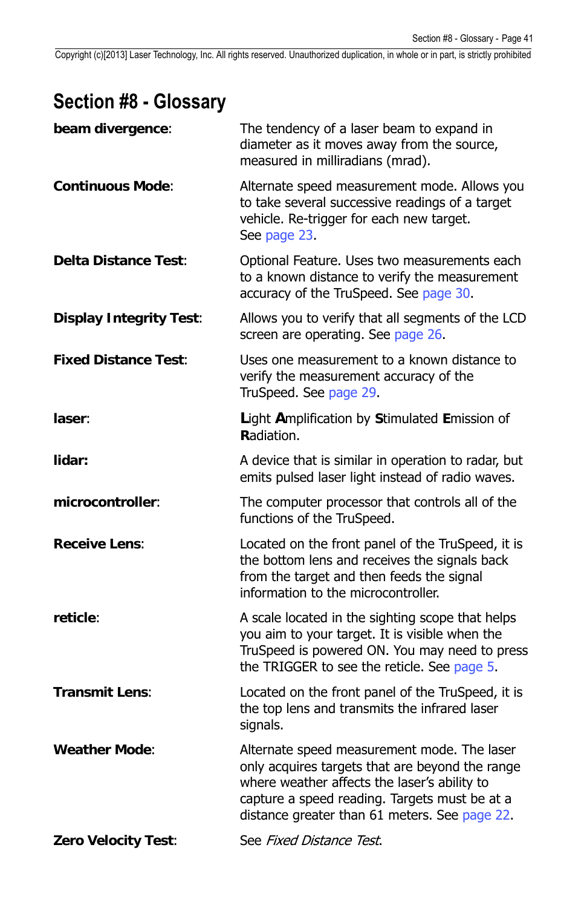# Section #8 - Glossary

**beam divergence**: The tendency of a laser beam to expand in diameter as it moves away from the source, measured in milliradians (mrad).

**Continuous Mode**: Alternate speed measurement mode. Allows you to take several successive readings of a target vehicle. Re-trigger for each new target. See page 23.

**Delta Distance Test**: Optional Feature. Uses two measurements each to a known distance to verify the measurement accuracy of the TruSpeed. See page 30.

**Display Integrity Test**: Allows you to verify that all segments of the LCD screen are operating. See page 26.

**Fixed Distance Test**: Uses one measurement to a known distance to verify the measurement accuracy of the TruSpeed. See page 29.

**laser**: **L**ight **A**mplification by **S**timulated **E**mission of **R**adiation.

**lidar:** A device that is similar in operation to radar, but emits pulsed laser light instead of radio waves.

**microcontroller**: The computer processor that controls all of the functions of the TruSpeed.

**Receive Lens**: Located on the front panel of the TruSpeed, it is the bottom lens and receives the signals back from the target and then feeds the signal information to the microcontroller.

**reticle**: A scale located in the sighting scope that helps you aim to your target. It is visible when the TruSpeed is powered ON. You may need to press the TRIGGER to see the reticle. See page 5.

**Transmit Lens**: Located on the front panel of the TruSpeed, it is the top lens and transmits the infrared laser signals.

**Weather Mode**: Alternate speed measurement mode. The laser only acquires targets that are beyond the range where weather affects the laser's ability to capture a speed reading. Targets must be at a distance greater than 61 meters. See page 22.

**Zero Velocity Test**: See *Fixed Distance Test*.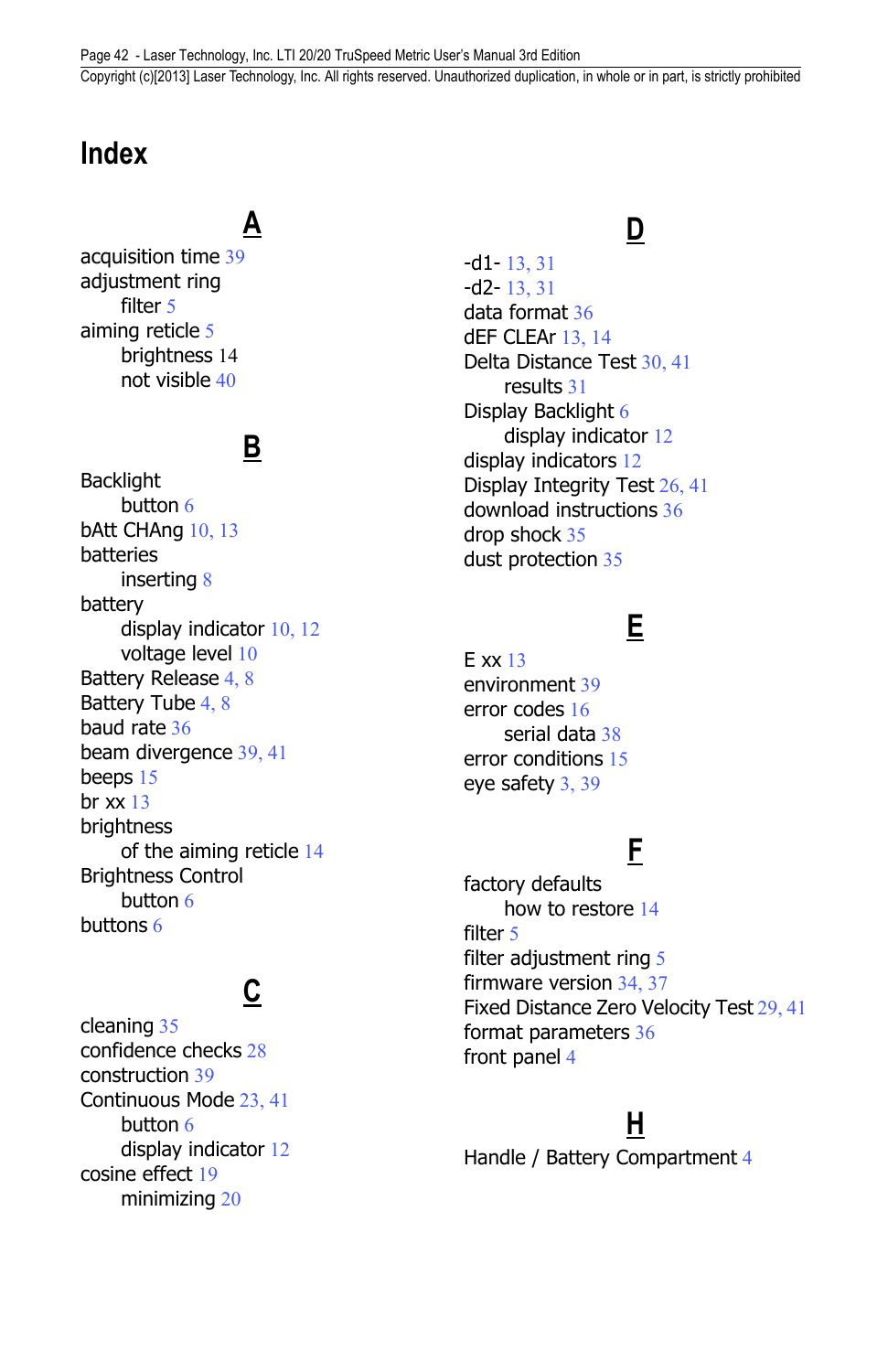# Index

## A

acquisition time 39
adjustment ring
  filter 5
aiming reticle 5
  brightness 14
  not visible 40

## B

Backlight
  button 6
bAtt CHAng 10, 13
batteries
  inserting 8
battery
  display indicator 10, 12
  voltage level 10
Battery Release 4, 8
Battery Tube 4, 8
baud rate 36
beam divergence 39, 41
beeps 15
br xx 13
brightness
  of the aiming reticle 14
Brightness Control
  button 6
buttons 6

## C

cleaning 35
confidence checks 28
construction 39
Continuous Mode 23, 41
  button 6
  display indicator 12
cosine effect 19
  minimizing 20

## D

-d1- 13, 31
-d2- 13, 31
data format 36
dEF CLEAr 13, 14
Delta Distance Test 30, 41
  results 31
Display Backlight 6
  display indicator 12
display indicators 12
Display Integrity Test 26, 41
download instructions 36
drop shock 35
dust protection 35

## E

E xx 13
environment 39
error codes 16
  serial data 38
error conditions 15
eye safety 3, 39

## F

factory defaults
  how to restore 14
filter 5
filter adjustment ring 5
firmware version 34, 37
Fixed Distance Zero Velocity Test 29, 41
format parameters 36
front panel 4

## H

Handle / Battery Compartment 4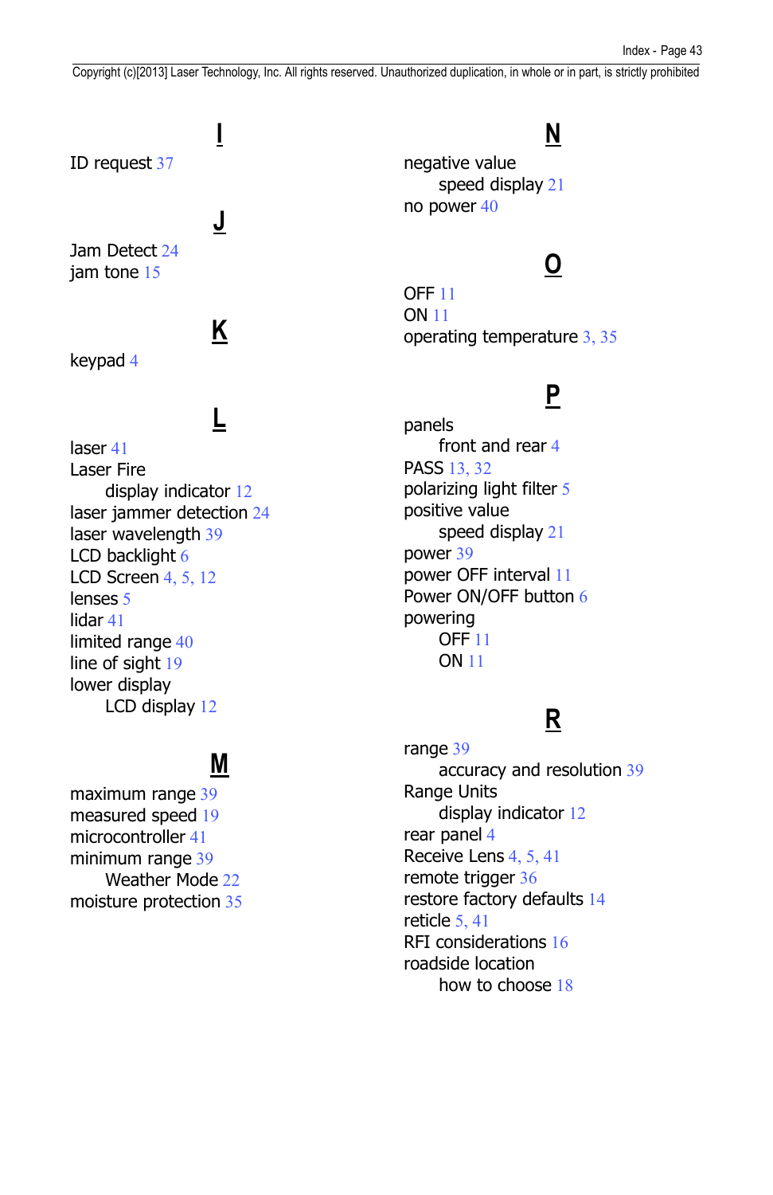## I

ID request 37

## J

Jam Detect 24
jam tone 15

## K

keypad 4

## L

laser 41
Laser Fire
    display indicator 12
laser jammer detection 24
laser wavelength 39
LCD backlight 6
LCD Screen 4, 5, 12
lenses 5
lidar 41
limited range 40
line of sight 19
lower display
    LCD display 12

## M

maximum range 39
measured speed 19
microcontroller 41
minimum range 39
    Weather Mode 22
moisture protection 35

## N

negative value
    speed display 21
no power 40

## O

OFF 11
ON 11
operating temperature 3, 35

## P

panels
    front and rear 4
PASS 13, 32
polarizing light filter 5
positive value
    speed display 21
power 39
power OFF interval 11
Power ON/OFF button 6
powering
    OFF 11
    ON 11

## R

range 39
    accuracy and resolution 39
Range Units
    display indicator 12
rear panel 4
Receive Lens 4, 5, 41
remote trigger 36
restore factory defaults 14
reticle 5, 41
RFI considerations 16
roadside location
    how to choose 18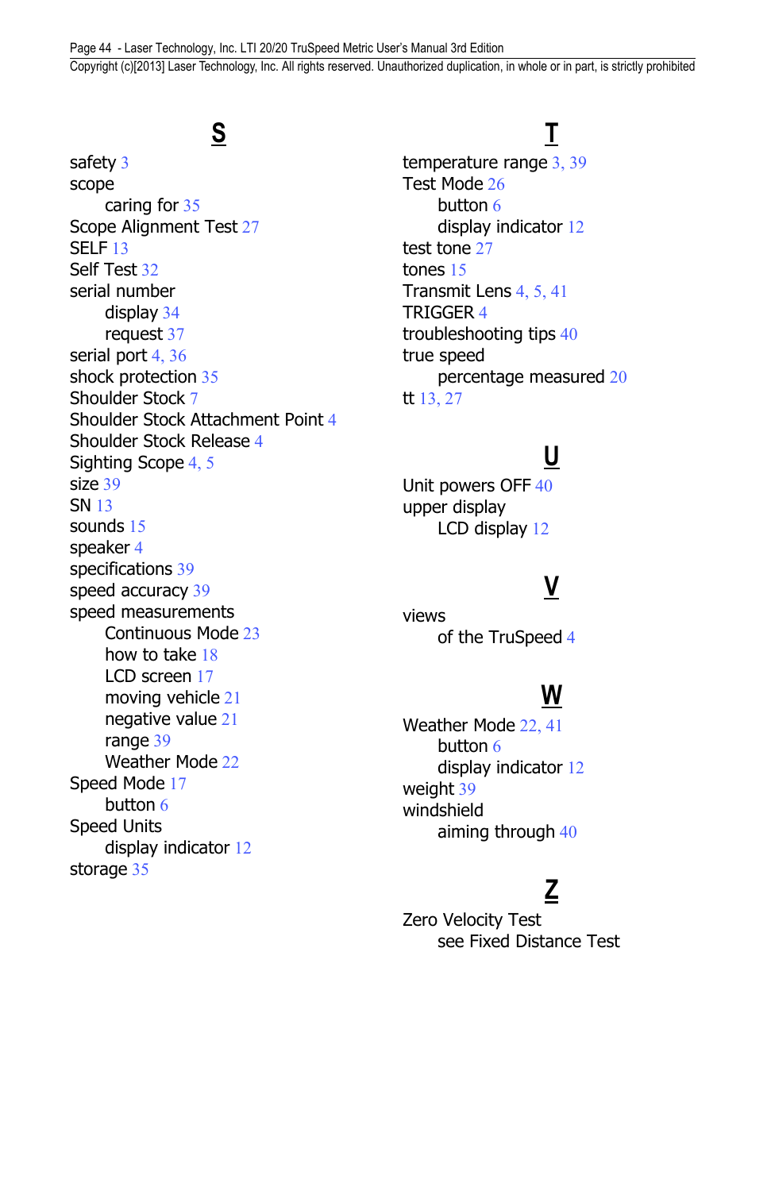## S

safety 3
scope
- caring for 35

Scope Alignment Test 27
SELF 13
Self Test 32
serial number
- display 34
- request 37

serial port 4, 36
shock protection 35
Shoulder Stock 7
Shoulder Stock Attachment Point 4
Shoulder Stock Release 4
Sighting Scope 4, 5
size 39
SN 13
sounds 15
speaker 4
specifications 39
speed accuracy 39
speed measurements
- Continuous Mode 23
- how to take 18
- LCD screen 17
- moving vehicle 21
- negative value 21
- range 39
- Weather Mode 22

Speed Mode 17
- button 6

Speed Units
- display indicator 12

storage 35

## T

temperature range 3, 39
Test Mode 26
- button 6
- display indicator 12

test tone 27
tones 15
Transmit Lens 4, 5, 41
TRIGGER 4
troubleshooting tips 40
true speed
- percentage measured 20

tt 13, 27

## U

Unit powers OFF 40
upper display
- LCD display 12

## V

views
- of the TruSpeed 4

## W

Weather Mode 22, 41
- button 6
- display indicator 12

weight 39
windshield
- aiming through 40

## Z

Zero Velocity Test
- see Fixed Distance Test